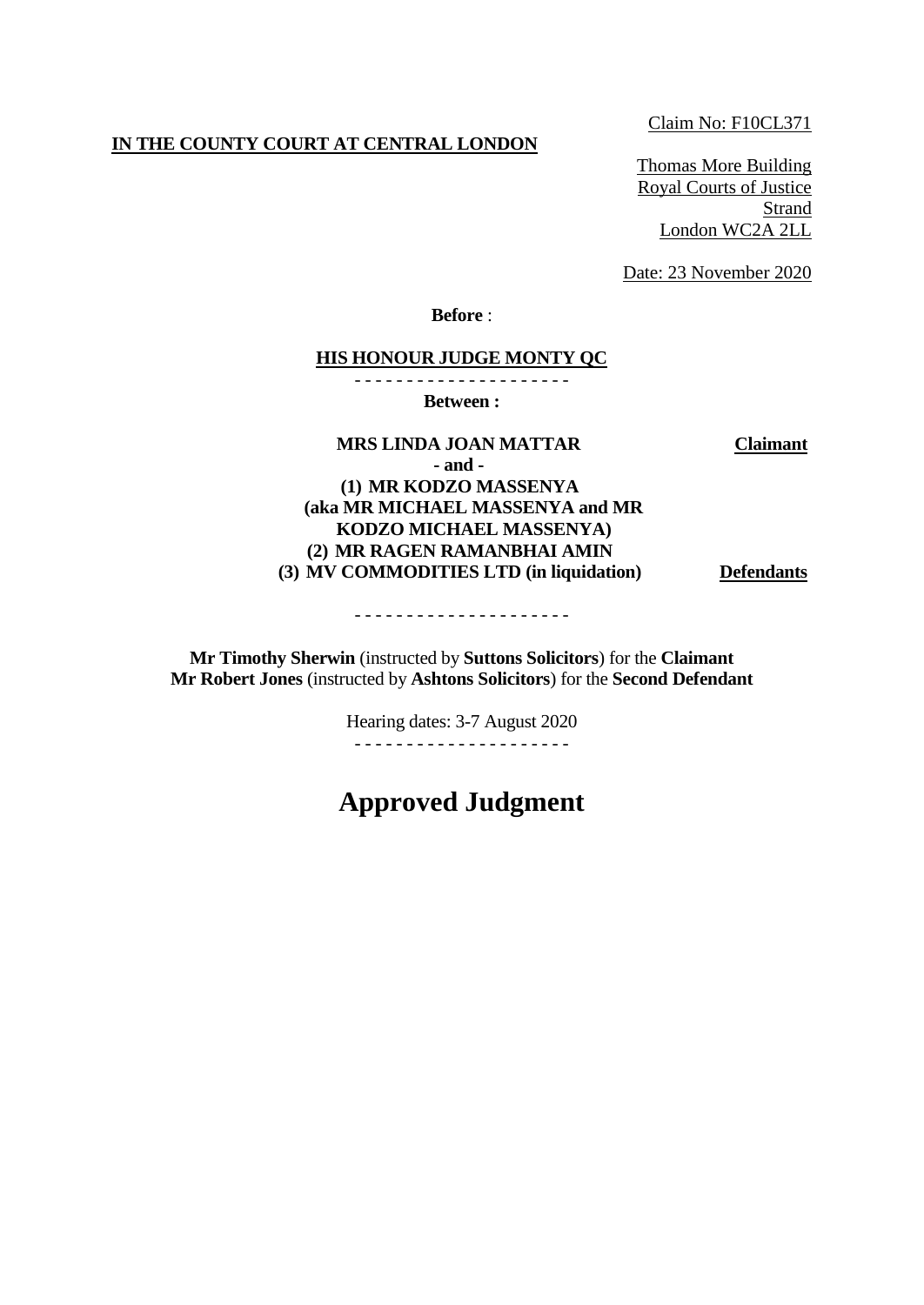Claim No: F10CL371

**IN THE COUNTY COURT AT CENTRAL LONDON**

Thomas More Building
Royal Courts of Justice
Strand
London WC2A 2LL

Date: 23 November 2020

**Before** :

**HIS HONOUR JUDGE MONTY QC**

- - - - - - - - - - - - - - - - - - - - -

**Between :**

**MRS LINDA JOAN MATTAR** **Claimant**

**- and -**

**(1) MR KODZO MASSENYA**
**(aka MR MICHAEL MASSENYA and MR KODZO MICHAEL MASSENYA)**
**(2) MR RAGEN RAMANBHAI AMIN**
**(3) MV COMMODITIES LTD (in liquidation)** **Defendants**

- - - - - - - - - - - - - - - - - - - - -

**Mr Timothy Sherwin** (instructed by **Suttons Solicitors**) for the **Claimant**
**Mr Robert Jones** (instructed by **Ashtons Solicitors**) for the **Second Defendant**

Hearing dates: 3-7 August 2020

- - - - - - - - - - - - - - - - - - - - -

# Approved Judgment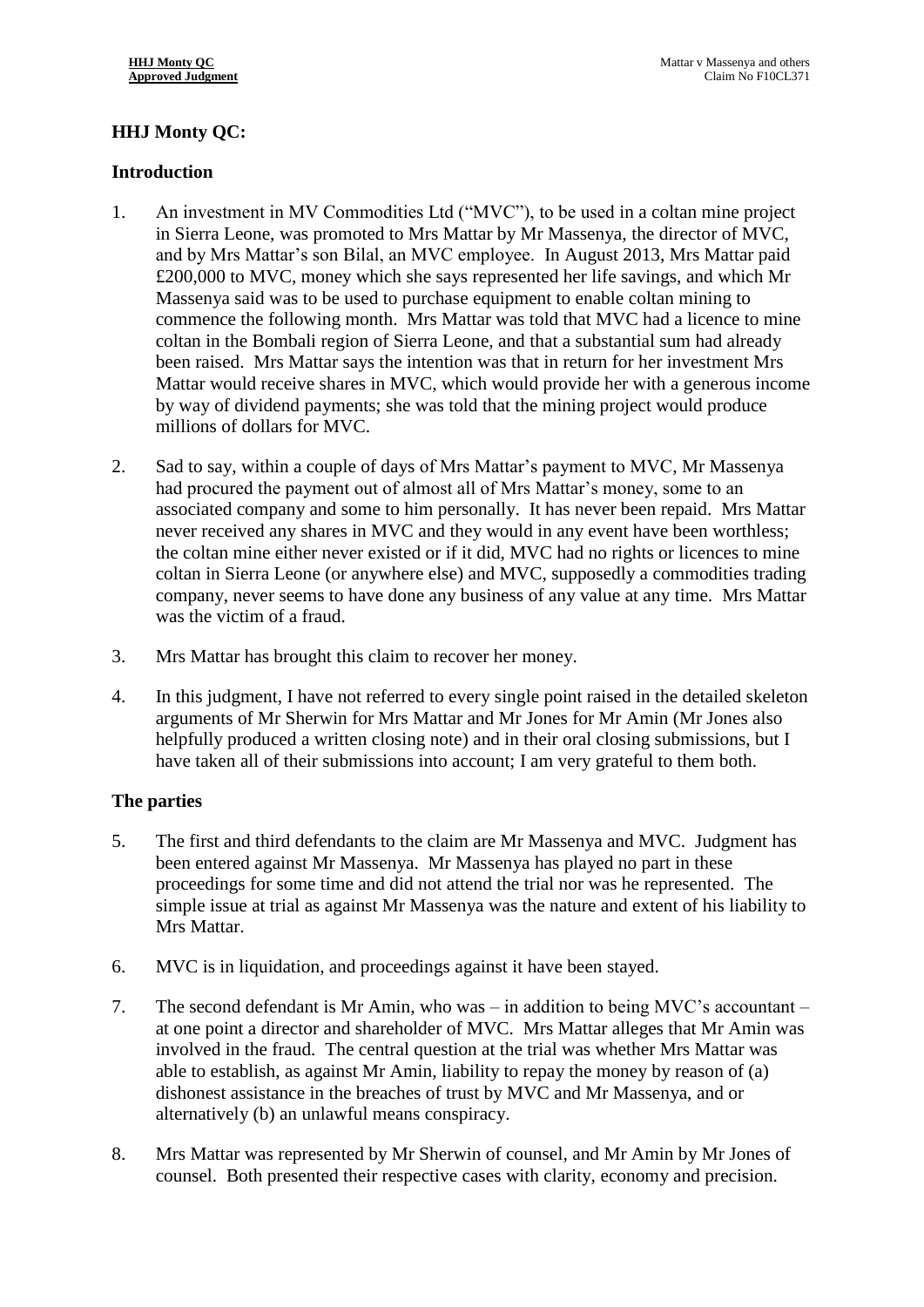## HHJ Monty QC:

### Introduction

1. An investment in MV Commodities Ltd ("MVC"), to be used in a coltan mine project in Sierra Leone, was promoted to Mrs Mattar by Mr Massenya, the director of MVC, and by Mrs Mattar's son Bilal, an MVC employee. In August 2013, Mrs Mattar paid £200,000 to MVC, money which she says represented her life savings, and which Mr Massenya said was to be used to purchase equipment to enable coltan mining to commence the following month. Mrs Mattar was told that MVC had a licence to mine coltan in the Bombali region of Sierra Leone, and that a substantial sum had already been raised. Mrs Mattar says the intention was that in return for her investment Mrs Mattar would receive shares in MVC, which would provide her with a generous income by way of dividend payments; she was told that the mining project would produce millions of dollars for MVC.

2. Sad to say, within a couple of days of Mrs Mattar's payment to MVC, Mr Massenya had procured the payment out of almost all of Mrs Mattar's money, some to an associated company and some to him personally. It has never been repaid. Mrs Mattar never received any shares in MVC and they would in any event have been worthless; the coltan mine either never existed or if it did, MVC had no rights or licences to mine coltan in Sierra Leone (or anywhere else) and MVC, supposedly a commodities trading company, never seems to have done any business of any value at any time. Mrs Mattar was the victim of a fraud.

3. Mrs Mattar has brought this claim to recover her money.

4. In this judgment, I have not referred to every single point raised in the detailed skeleton arguments of Mr Sherwin for Mrs Mattar and Mr Jones for Mr Amin (Mr Jones also helpfully produced a written closing note) and in their oral closing submissions, but I have taken all of their submissions into account; I am very grateful to them both.

### The parties

5. The first and third defendants to the claim are Mr Massenya and MVC. Judgment has been entered against Mr Massenya. Mr Massenya has played no part in these proceedings for some time and did not attend the trial nor was he represented. The simple issue at trial as against Mr Massenya was the nature and extent of his liability to Mrs Mattar.

6. MVC is in liquidation, and proceedings against it have been stayed.

7. The second defendant is Mr Amin, who was – in addition to being MVC's accountant – at one point a director and shareholder of MVC. Mrs Mattar alleges that Mr Amin was involved in the fraud. The central question at the trial was whether Mrs Mattar was able to establish, as against Mr Amin, liability to repay the money by reason of (a) dishonest assistance in the breaches of trust by MVC and Mr Massenya, and or alternatively (b) an unlawful means conspiracy.

8. Mrs Mattar was represented by Mr Sherwin of counsel, and Mr Amin by Mr Jones of counsel. Both presented their respective cases with clarity, economy and precision.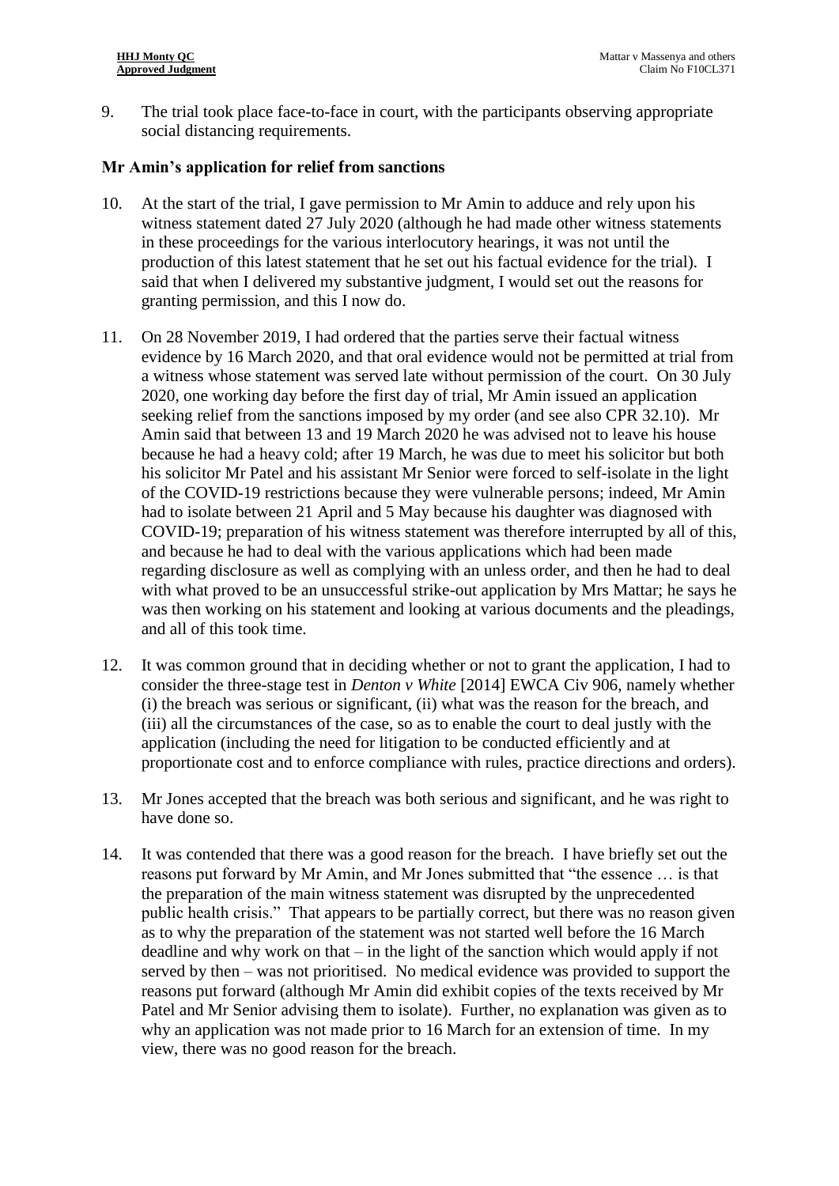9. The trial took place face-to-face in court, with the participants observing appropriate social distancing requirements.

**Mr Amin's application for relief from sanctions**

10. At the start of the trial, I gave permission to Mr Amin to adduce and rely upon his witness statement dated 27 July 2020 (although he had made other witness statements in these proceedings for the various interlocutory hearings, it was not until the production of this latest statement that he set out his factual evidence for the trial). I said that when I delivered my substantive judgment, I would set out the reasons for granting permission, and this I now do.

11. On 28 November 2019, I had ordered that the parties serve their factual witness evidence by 16 March 2020, and that oral evidence would not be permitted at trial from a witness whose statement was served late without permission of the court. On 30 July 2020, one working day before the first day of trial, Mr Amin issued an application seeking relief from the sanctions imposed by my order (and see also CPR 32.10). Mr Amin said that between 13 and 19 March 2020 he was advised not to leave his house because he had a heavy cold; after 19 March, he was due to meet his solicitor but both his solicitor Mr Patel and his assistant Mr Senior were forced to self-isolate in the light of the COVID-19 restrictions because they were vulnerable persons; indeed, Mr Amin had to isolate between 21 April and 5 May because his daughter was diagnosed with COVID-19; preparation of his witness statement was therefore interrupted by all of this, and because he had to deal with the various applications which had been made regarding disclosure as well as complying with an unless order, and then he had to deal with what proved to be an unsuccessful strike-out application by Mrs Mattar; he says he was then working on his statement and looking at various documents and the pleadings, and all of this took time.

12. It was common ground that in deciding whether or not to grant the application, I had to consider the three-stage test in *Denton v White* [2014] EWCA Civ 906, namely whether (i) the breach was serious or significant, (ii) what was the reason for the breach, and (iii) all the circumstances of the case, so as to enable the court to deal justly with the application (including the need for litigation to be conducted efficiently and at proportionate cost and to enforce compliance with rules, practice directions and orders).

13. Mr Jones accepted that the breach was both serious and significant, and he was right to have done so.

14. It was contended that there was a good reason for the breach. I have briefly set out the reasons put forward by Mr Amin, and Mr Jones submitted that "the essence … is that the preparation of the main witness statement was disrupted by the unprecedented public health crisis." That appears to be partially correct, but there was no reason given as to why the preparation of the statement was not started well before the 16 March deadline and why work on that – in the light of the sanction which would apply if not served by then – was not prioritised. No medical evidence was provided to support the reasons put forward (although Mr Amin did exhibit copies of the texts received by Mr Patel and Mr Senior advising them to isolate). Further, no explanation was given as to why an application was not made prior to 16 March for an extension of time. In my view, there was no good reason for the breach.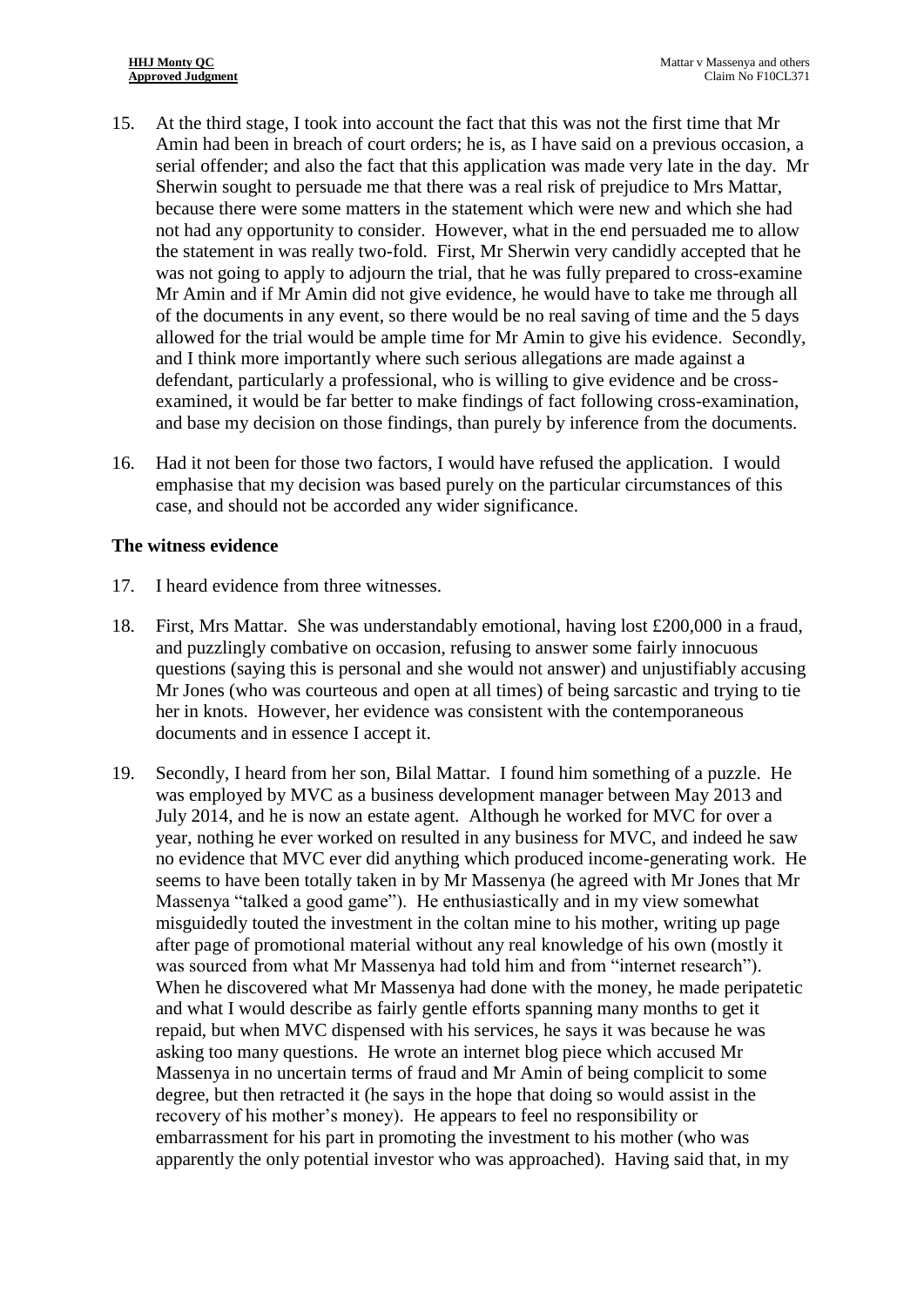15. At the third stage, I took into account the fact that this was not the first time that Mr Amin had been in breach of court orders; he is, as I have said on a previous occasion, a serial offender; and also the fact that this application was made very late in the day. Mr Sherwin sought to persuade me that there was a real risk of prejudice to Mrs Mattar, because there were some matters in the statement which were new and which she had not had any opportunity to consider. However, what in the end persuaded me to allow the statement in was really two-fold. First, Mr Sherwin very candidly accepted that he was not going to apply to adjourn the trial, that he was fully prepared to cross-examine Mr Amin and if Mr Amin did not give evidence, he would have to take me through all of the documents in any event, so there would be no real saving of time and the 5 days allowed for the trial would be ample time for Mr Amin to give his evidence. Secondly, and I think more importantly where such serious allegations are made against a defendant, particularly a professional, who is willing to give evidence and be cross-examined, it would be far better to make findings of fact following cross-examination, and base my decision on those findings, than purely by inference from the documents.

16. Had it not been for those two factors, I would have refused the application. I would emphasise that my decision was based purely on the particular circumstances of this case, and should not be accorded any wider significance.

**The witness evidence**

17. I heard evidence from three witnesses.

18. First, Mrs Mattar. She was understandably emotional, having lost £200,000 in a fraud, and puzzlingly combative on occasion, refusing to answer some fairly innocuous questions (saying this is personal and she would not answer) and unjustifiably accusing Mr Jones (who was courteous and open at all times) of being sarcastic and trying to tie her in knots. However, her evidence was consistent with the contemporaneous documents and in essence I accept it.

19. Secondly, I heard from her son, Bilal Mattar. I found him something of a puzzle. He was employed by MVC as a business development manager between May 2013 and July 2014, and he is now an estate agent. Although he worked for MVC for over a year, nothing he ever worked on resulted in any business for MVC, and indeed he saw no evidence that MVC ever did anything which produced income-generating work. He seems to have been totally taken in by Mr Massenya (he agreed with Mr Jones that Mr Massenya "talked a good game"). He enthusiastically and in my view somewhat misguidedly touted the investment in the coltan mine to his mother, writing up page after page of promotional material without any real knowledge of his own (mostly it was sourced from what Mr Massenya had told him and from "internet research"). When he discovered what Mr Massenya had done with the money, he made peripatetic and what I would describe as fairly gentle efforts spanning many months to get it repaid, but when MVC dispensed with his services, he says it was because he was asking too many questions. He wrote an internet blog piece which accused Mr Massenya in no uncertain terms of fraud and Mr Amin of being complicit to some degree, but then retracted it (he says in the hope that doing so would assist in the recovery of his mother's money). He appears to feel no responsibility or embarrassment for his part in promoting the investment to his mother (who was apparently the only potential investor who was approached). Having said that, in my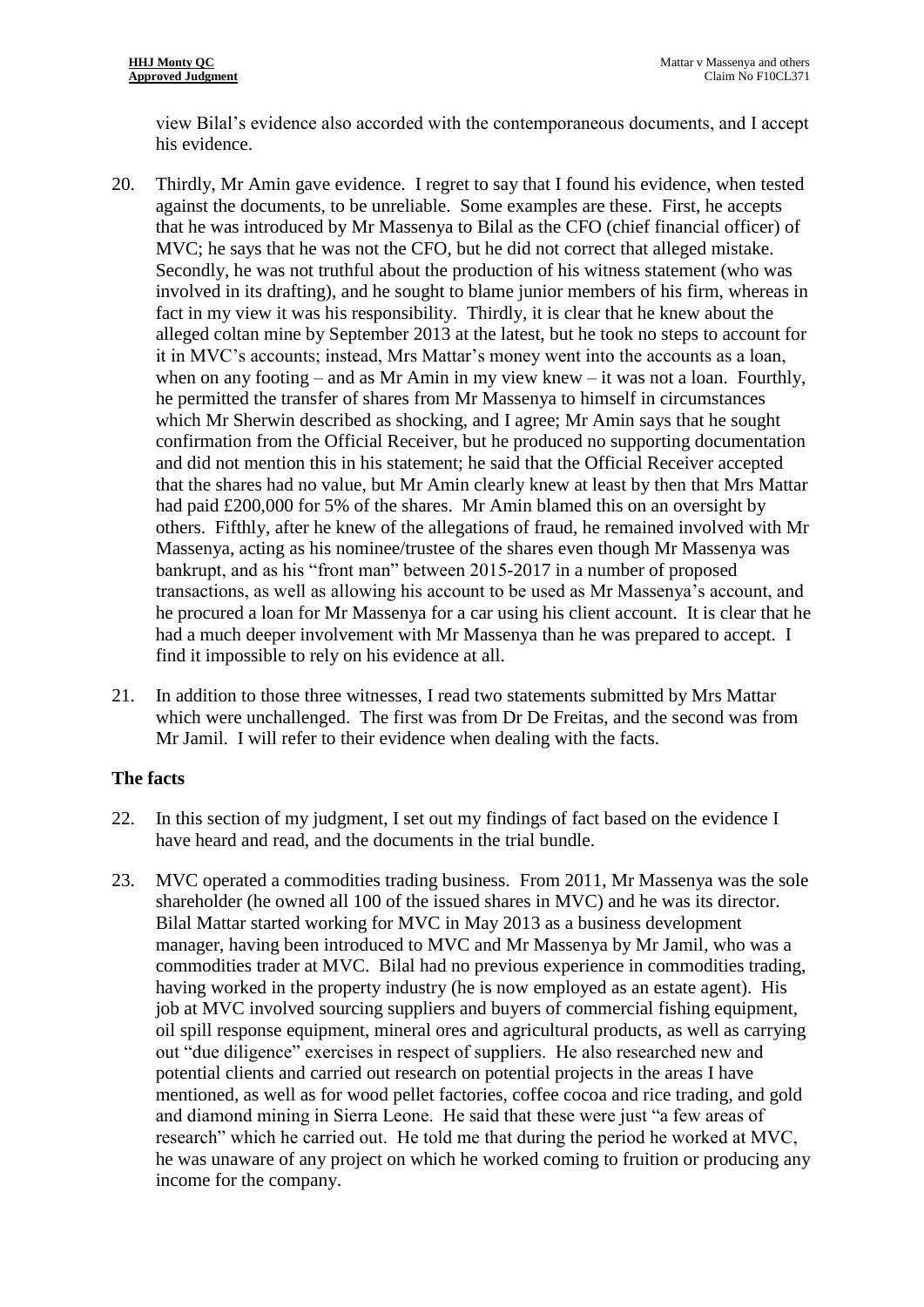view Bilal's evidence also accorded with the contemporaneous documents, and I accept his evidence.

20. Thirdly, Mr Amin gave evidence. I regret to say that I found his evidence, when tested against the documents, to be unreliable. Some examples are these. First, he accepts that he was introduced by Mr Massenya to Bilal as the CFO (chief financial officer) of MVC; he says that he was not the CFO, but he did not correct that alleged mistake. Secondly, he was not truthful about the production of his witness statement (who was involved in its drafting), and he sought to blame junior members of his firm, whereas in fact in my view it was his responsibility. Thirdly, it is clear that he knew about the alleged coltan mine by September 2013 at the latest, but he took no steps to account for it in MVC's accounts; instead, Mrs Mattar's money went into the accounts as a loan, when on any footing – and as Mr Amin in my view knew – it was not a loan. Fourthly, he permitted the transfer of shares from Mr Massenya to himself in circumstances which Mr Sherwin described as shocking, and I agree; Mr Amin says that he sought confirmation from the Official Receiver, but he produced no supporting documentation and did not mention this in his statement; he said that the Official Receiver accepted that the shares had no value, but Mr Amin clearly knew at least by then that Mrs Mattar had paid £200,000 for 5% of the shares. Mr Amin blamed this on an oversight by others. Fifthly, after he knew of the allegations of fraud, he remained involved with Mr Massenya, acting as his nominee/trustee of the shares even though Mr Massenya was bankrupt, and as his "front man" between 2015-2017 in a number of proposed transactions, as well as allowing his account to be used as Mr Massenya's account, and he procured a loan for Mr Massenya for a car using his client account. It is clear that he had a much deeper involvement with Mr Massenya than he was prepared to accept. I find it impossible to rely on his evidence at all.

21. In addition to those three witnesses, I read two statements submitted by Mrs Mattar which were unchallenged. The first was from Dr De Freitas, and the second was from Mr Jamil. I will refer to their evidence when dealing with the facts.

## The facts

22. In this section of my judgment, I set out my findings of fact based on the evidence I have heard and read, and the documents in the trial bundle.

23. MVC operated a commodities trading business. From 2011, Mr Massenya was the sole shareholder (he owned all 100 of the issued shares in MVC) and he was its director. Bilal Mattar started working for MVC in May 2013 as a business development manager, having been introduced to MVC and Mr Massenya by Mr Jamil, who was a commodities trader at MVC. Bilal had no previous experience in commodities trading, having worked in the property industry (he is now employed as an estate agent). His job at MVC involved sourcing suppliers and buyers of commercial fishing equipment, oil spill response equipment, mineral ores and agricultural products, as well as carrying out "due diligence" exercises in respect of suppliers. He also researched new and potential clients and carried out research on potential projects in the areas I have mentioned, as well as for wood pellet factories, coffee cocoa and rice trading, and gold and diamond mining in Sierra Leone. He said that these were just "a few areas of research" which he carried out. He told me that during the period he worked at MVC, he was unaware of any project on which he worked coming to fruition or producing any income for the company.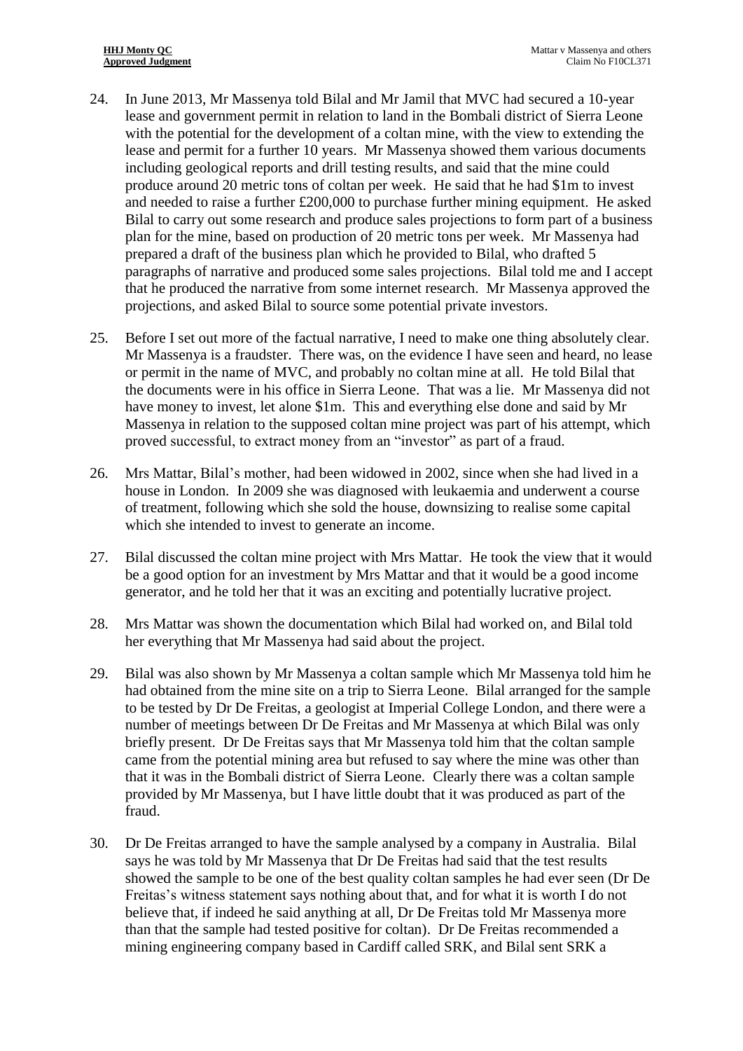24. In June 2013, Mr Massenya told Bilal and Mr Jamil that MVC had secured a 10-year lease and government permit in relation to land in the Bombali district of Sierra Leone with the potential for the development of a coltan mine, with the view to extending the lease and permit for a further 10 years. Mr Massenya showed them various documents including geological reports and drill testing results, and said that the mine could produce around 20 metric tons of coltan per week. He said that he had $1m to invest and needed to raise a further £200,000 to purchase further mining equipment. He asked Bilal to carry out some research and produce sales projections to form part of a business plan for the mine, based on production of 20 metric tons per week. Mr Massenya had prepared a draft of the business plan which he provided to Bilal, who drafted 5 paragraphs of narrative and produced some sales projections. Bilal told me and I accept that he produced the narrative from some internet research. Mr Massenya approved the projections, and asked Bilal to source some potential private investors.

25. Before I set out more of the factual narrative, I need to make one thing absolutely clear. Mr Massenya is a fraudster. There was, on the evidence I have seen and heard, no lease or permit in the name of MVC, and probably no coltan mine at all. He told Bilal that the documents were in his office in Sierra Leone. That was a lie. Mr Massenya did not have money to invest, let alone $1m. This and everything else done and said by Mr Massenya in relation to the supposed coltan mine project was part of his attempt, which proved successful, to extract money from an "investor" as part of a fraud.

26. Mrs Mattar, Bilal's mother, had been widowed in 2002, since when she had lived in a house in London. In 2009 she was diagnosed with leukaemia and underwent a course of treatment, following which she sold the house, downsizing to realise some capital which she intended to invest to generate an income.

27. Bilal discussed the coltan mine project with Mrs Mattar. He took the view that it would be a good option for an investment by Mrs Mattar and that it would be a good income generator, and he told her that it was an exciting and potentially lucrative project.

28. Mrs Mattar was shown the documentation which Bilal had worked on, and Bilal told her everything that Mr Massenya had said about the project.

29. Bilal was also shown by Mr Massenya a coltan sample which Mr Massenya told him he had obtained from the mine site on a trip to Sierra Leone. Bilal arranged for the sample to be tested by Dr De Freitas, a geologist at Imperial College London, and there were a number of meetings between Dr De Freitas and Mr Massenya at which Bilal was only briefly present. Dr De Freitas says that Mr Massenya told him that the coltan sample came from the potential mining area but refused to say where the mine was other than that it was in the Bombali district of Sierra Leone. Clearly there was a coltan sample provided by Mr Massenya, but I have little doubt that it was produced as part of the fraud.

30. Dr De Freitas arranged to have the sample analysed by a company in Australia. Bilal says he was told by Mr Massenya that Dr De Freitas had said that the test results showed the sample to be one of the best quality coltan samples he had ever seen (Dr De Freitas's witness statement says nothing about that, and for what it is worth I do not believe that, if indeed he said anything at all, Dr De Freitas told Mr Massenya more than that the sample had tested positive for coltan). Dr De Freitas recommended a mining engineering company based in Cardiff called SRK, and Bilal sent SRK a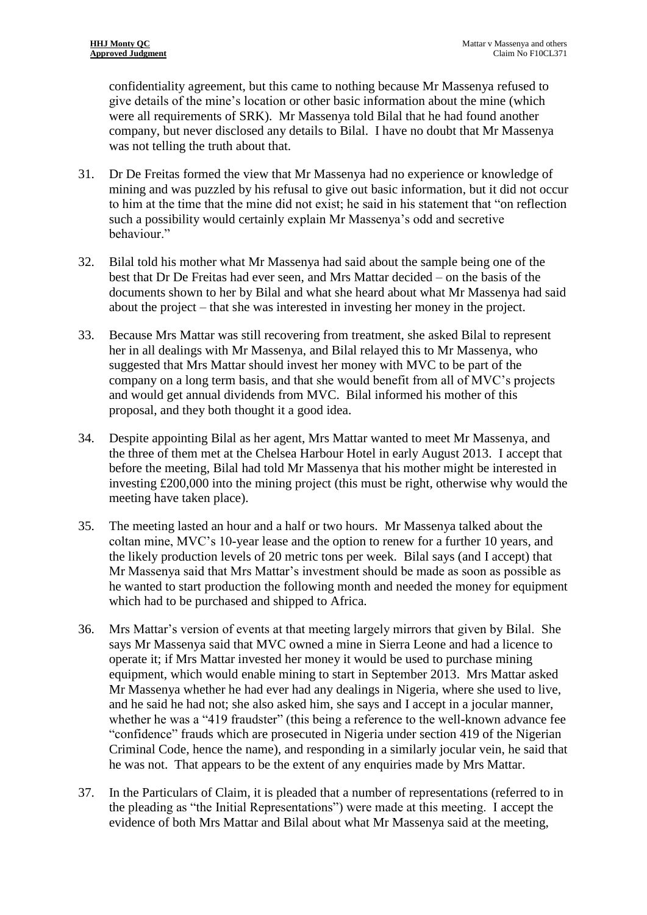confidentiality agreement, but this came to nothing because Mr Massenya refused to give details of the mine's location or other basic information about the mine (which were all requirements of SRK). Mr Massenya told Bilal that he had found another company, but never disclosed any details to Bilal. I have no doubt that Mr Massenya was not telling the truth about that.

31. Dr De Freitas formed the view that Mr Massenya had no experience or knowledge of mining and was puzzled by his refusal to give out basic information, but it did not occur to him at the time that the mine did not exist; he said in his statement that "on reflection such a possibility would certainly explain Mr Massenya's odd and secretive behaviour."

32. Bilal told his mother what Mr Massenya had said about the sample being one of the best that Dr De Freitas had ever seen, and Mrs Mattar decided – on the basis of the documents shown to her by Bilal and what she heard about what Mr Massenya had said about the project – that she was interested in investing her money in the project.

33. Because Mrs Mattar was still recovering from treatment, she asked Bilal to represent her in all dealings with Mr Massenya, and Bilal relayed this to Mr Massenya, who suggested that Mrs Mattar should invest her money with MVC to be part of the company on a long term basis, and that she would benefit from all of MVC's projects and would get annual dividends from MVC. Bilal informed his mother of this proposal, and they both thought it a good idea.

34. Despite appointing Bilal as her agent, Mrs Mattar wanted to meet Mr Massenya, and the three of them met at the Chelsea Harbour Hotel in early August 2013. I accept that before the meeting, Bilal had told Mr Massenya that his mother might be interested in investing £200,000 into the mining project (this must be right, otherwise why would the meeting have taken place).

35. The meeting lasted an hour and a half or two hours. Mr Massenya talked about the coltan mine, MVC's 10-year lease and the option to renew for a further 10 years, and the likely production levels of 20 metric tons per week. Bilal says (and I accept) that Mr Massenya said that Mrs Mattar's investment should be made as soon as possible as he wanted to start production the following month and needed the money for equipment which had to be purchased and shipped to Africa.

36. Mrs Mattar's version of events at that meeting largely mirrors that given by Bilal. She says Mr Massenya said that MVC owned a mine in Sierra Leone and had a licence to operate it; if Mrs Mattar invested her money it would be used to purchase mining equipment, which would enable mining to start in September 2013. Mrs Mattar asked Mr Massenya whether he had ever had any dealings in Nigeria, where she used to live, and he said he had not; she also asked him, she says and I accept in a jocular manner, whether he was a "419 fraudster" (this being a reference to the well-known advance fee "confidence" frauds which are prosecuted in Nigeria under section 419 of the Nigerian Criminal Code, hence the name), and responding in a similarly jocular vein, he said that he was not. That appears to be the extent of any enquiries made by Mrs Mattar.

37. In the Particulars of Claim, it is pleaded that a number of representations (referred to in the pleading as "the Initial Representations") were made at this meeting. I accept the evidence of both Mrs Mattar and Bilal about what Mr Massenya said at the meeting,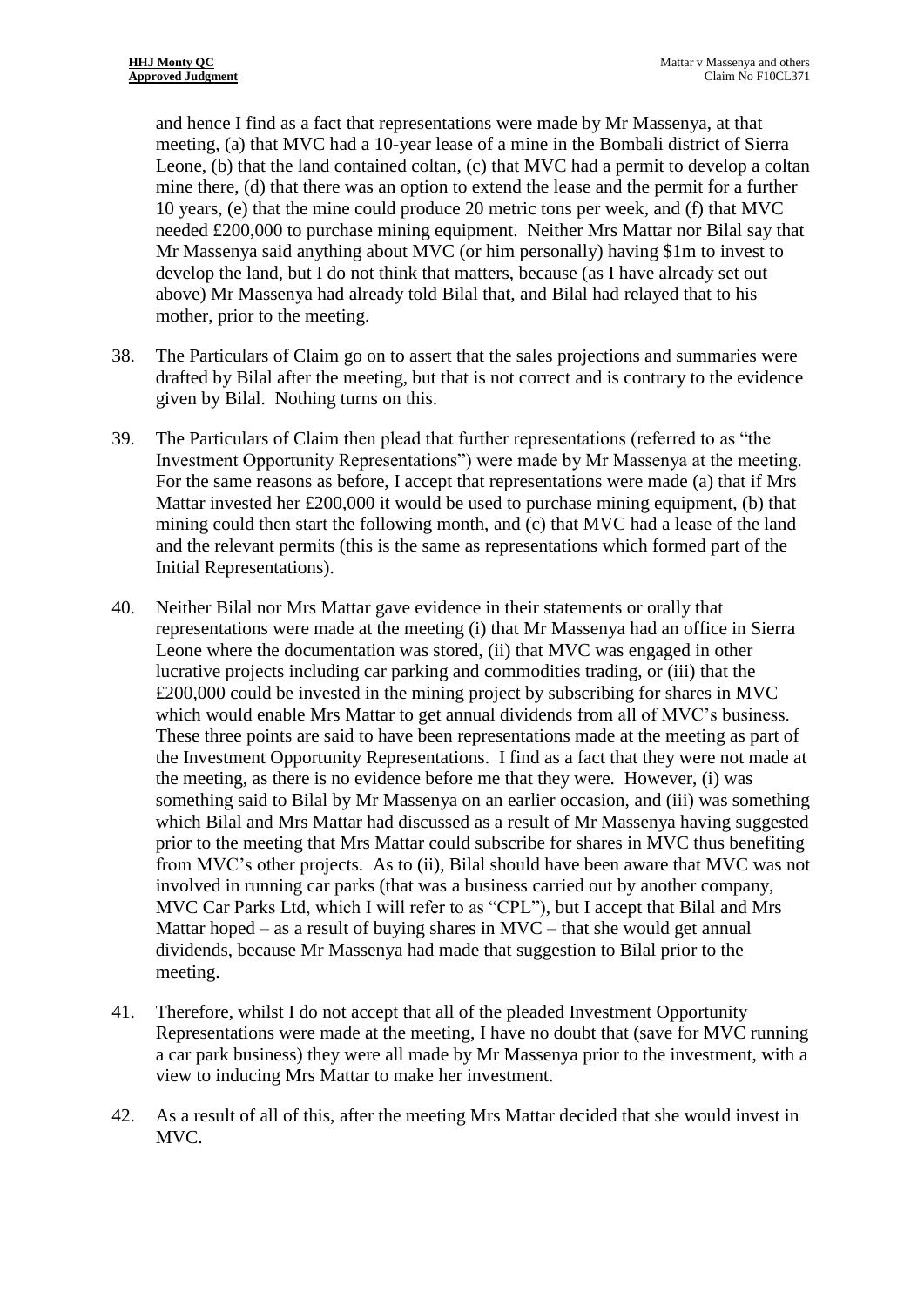and hence I find as a fact that representations were made by Mr Massenya, at that meeting, (a) that MVC had a 10-year lease of a mine in the Bombali district of Sierra Leone, (b) that the land contained coltan, (c) that MVC had a permit to develop a coltan mine there, (d) that there was an option to extend the lease and the permit for a further 10 years, (e) that the mine could produce 20 metric tons per week, and (f) that MVC needed £200,000 to purchase mining equipment. Neither Mrs Mattar nor Bilal say that Mr Massenya said anything about MVC (or him personally) having $1m to invest to develop the land, but I do not think that matters, because (as I have already set out above) Mr Massenya had already told Bilal that, and Bilal had relayed that to his mother, prior to the meeting.

38. The Particulars of Claim go on to assert that the sales projections and summaries were drafted by Bilal after the meeting, but that is not correct and is contrary to the evidence given by Bilal. Nothing turns on this.

39. The Particulars of Claim then plead that further representations (referred to as "the Investment Opportunity Representations") were made by Mr Massenya at the meeting. For the same reasons as before, I accept that representations were made (a) that if Mrs Mattar invested her £200,000 it would be used to purchase mining equipment, (b) that mining could then start the following month, and (c) that MVC had a lease of the land and the relevant permits (this is the same as representations which formed part of the Initial Representations).

40. Neither Bilal nor Mrs Mattar gave evidence in their statements or orally that representations were made at the meeting (i) that Mr Massenya had an office in Sierra Leone where the documentation was stored, (ii) that MVC was engaged in other lucrative projects including car parking and commodities trading, or (iii) that the £200,000 could be invested in the mining project by subscribing for shares in MVC which would enable Mrs Mattar to get annual dividends from all of MVC's business. These three points are said to have been representations made at the meeting as part of the Investment Opportunity Representations. I find as a fact that they were not made at the meeting, as there is no evidence before me that they were. However, (i) was something said to Bilal by Mr Massenya on an earlier occasion, and (iii) was something which Bilal and Mrs Mattar had discussed as a result of Mr Massenya having suggested prior to the meeting that Mrs Mattar could subscribe for shares in MVC thus benefiting from MVC's other projects. As to (ii), Bilal should have been aware that MVC was not involved in running car parks (that was a business carried out by another company, MVC Car Parks Ltd, which I will refer to as "CPL"), but I accept that Bilal and Mrs Mattar hoped – as a result of buying shares in MVC – that she would get annual dividends, because Mr Massenya had made that suggestion to Bilal prior to the meeting.

41. Therefore, whilst I do not accept that all of the pleaded Investment Opportunity Representations were made at the meeting, I have no doubt that (save for MVC running a car park business) they were all made by Mr Massenya prior to the investment, with a view to inducing Mrs Mattar to make her investment.

42. As a result of all of this, after the meeting Mrs Mattar decided that she would invest in MVC.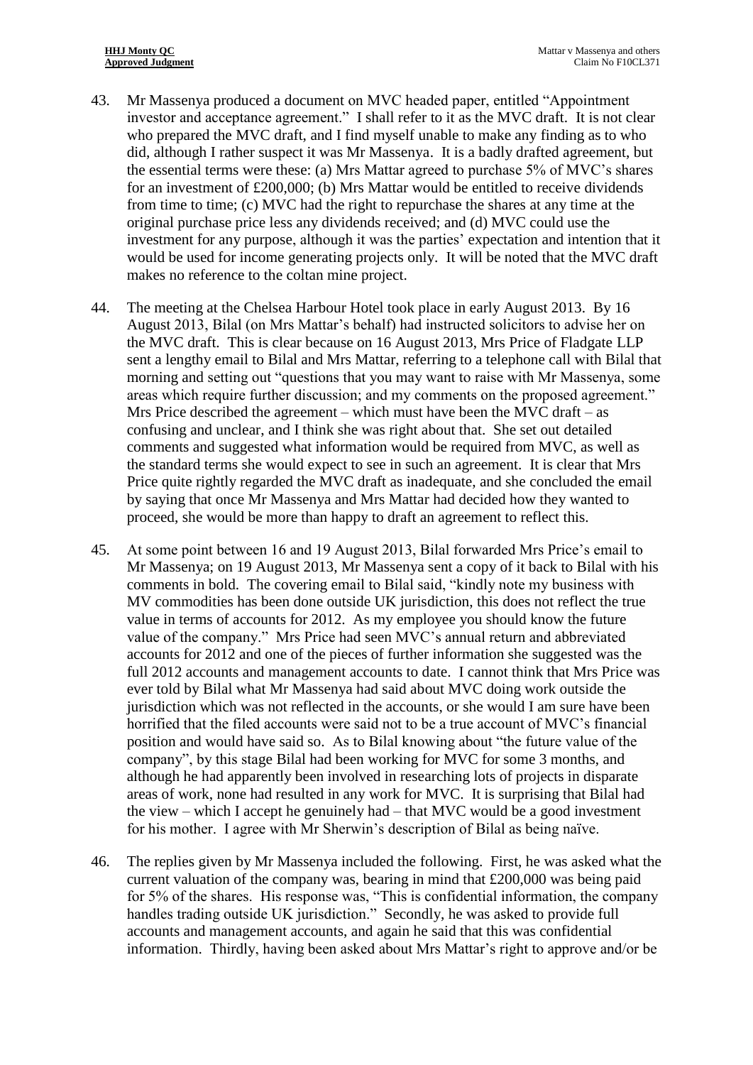43. Mr Massenya produced a document on MVC headed paper, entitled "Appointment investor and acceptance agreement." I shall refer to it as the MVC draft. It is not clear who prepared the MVC draft, and I find myself unable to make any finding as to who did, although I rather suspect it was Mr Massenya. It is a badly drafted agreement, but the essential terms were these: (a) Mrs Mattar agreed to purchase 5% of MVC's shares for an investment of £200,000; (b) Mrs Mattar would be entitled to receive dividends from time to time; (c) MVC had the right to repurchase the shares at any time at the original purchase price less any dividends received; and (d) MVC could use the investment for any purpose, although it was the parties' expectation and intention that it would be used for income generating projects only. It will be noted that the MVC draft makes no reference to the coltan mine project.

44. The meeting at the Chelsea Harbour Hotel took place in early August 2013. By 16 August 2013, Bilal (on Mrs Mattar's behalf) had instructed solicitors to advise her on the MVC draft. This is clear because on 16 August 2013, Mrs Price of Fladgate LLP sent a lengthy email to Bilal and Mrs Mattar, referring to a telephone call with Bilal that morning and setting out "questions that you may want to raise with Mr Massenya, some areas which require further discussion; and my comments on the proposed agreement." Mrs Price described the agreement – which must have been the MVC draft – as confusing and unclear, and I think she was right about that. She set out detailed comments and suggested what information would be required from MVC, as well as the standard terms she would expect to see in such an agreement. It is clear that Mrs Price quite rightly regarded the MVC draft as inadequate, and she concluded the email by saying that once Mr Massenya and Mrs Mattar had decided how they wanted to proceed, she would be more than happy to draft an agreement to reflect this.

45. At some point between 16 and 19 August 2013, Bilal forwarded Mrs Price's email to Mr Massenya; on 19 August 2013, Mr Massenya sent a copy of it back to Bilal with his comments in bold. The covering email to Bilal said, "kindly note my business with MV commodities has been done outside UK jurisdiction, this does not reflect the true value in terms of accounts for 2012. As my employee you should know the future value of the company." Mrs Price had seen MVC's annual return and abbreviated accounts for 2012 and one of the pieces of further information she suggested was the full 2012 accounts and management accounts to date. I cannot think that Mrs Price was ever told by Bilal what Mr Massenya had said about MVC doing work outside the jurisdiction which was not reflected in the accounts, or she would I am sure have been horrified that the filed accounts were said not to be a true account of MVC's financial position and would have said so. As to Bilal knowing about "the future value of the company", by this stage Bilal had been working for MVC for some 3 months, and although he had apparently been involved in researching lots of projects in disparate areas of work, none had resulted in any work for MVC. It is surprising that Bilal had the view – which I accept he genuinely had – that MVC would be a good investment for his mother. I agree with Mr Sherwin's description of Bilal as being naïve.

46. The replies given by Mr Massenya included the following. First, he was asked what the current valuation of the company was, bearing in mind that £200,000 was being paid for 5% of the shares. His response was, "This is confidential information, the company handles trading outside UK jurisdiction." Secondly, he was asked to provide full accounts and management accounts, and again he said that this was confidential information. Thirdly, having been asked about Mrs Mattar's right to approve and/or be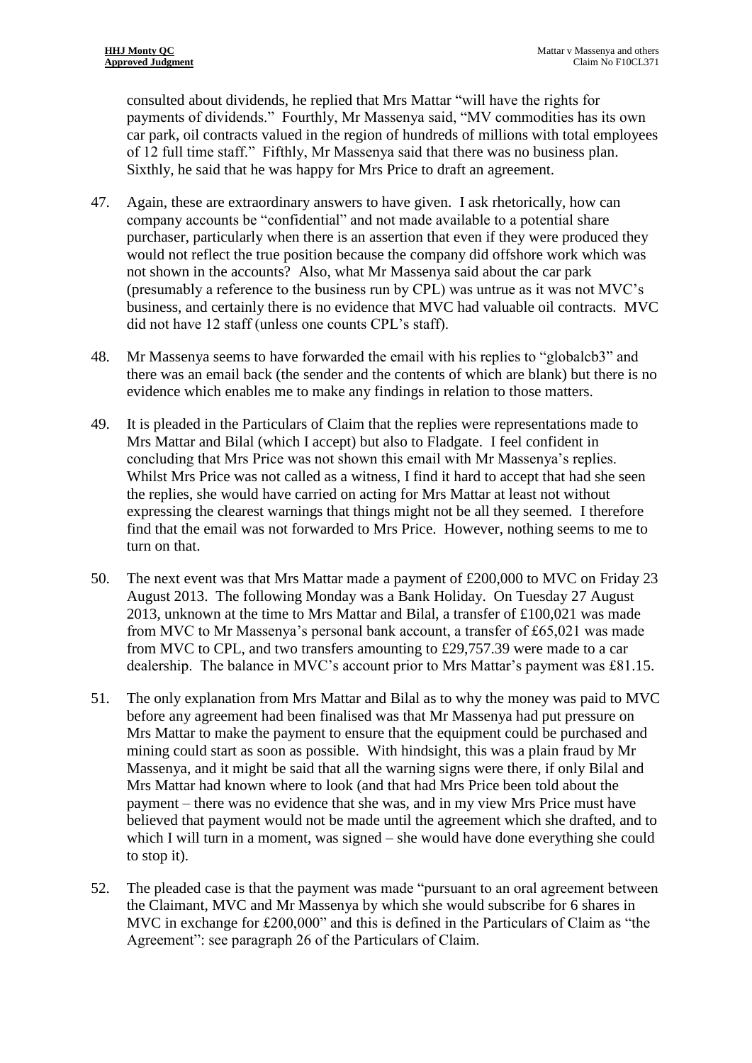consulted about dividends, he replied that Mrs Mattar "will have the rights for payments of dividends." Fourthly, Mr Massenya said, "MV commodities has its own car park, oil contracts valued in the region of hundreds of millions with total employees of 12 full time staff." Fifthly, Mr Massenya said that there was no business plan. Sixthly, he said that he was happy for Mrs Price to draft an agreement.

47. Again, these are extraordinary answers to have given. I ask rhetorically, how can company accounts be "confidential" and not made available to a potential share purchaser, particularly when there is an assertion that even if they were produced they would not reflect the true position because the company did offshore work which was not shown in the accounts? Also, what Mr Massenya said about the car park (presumably a reference to the business run by CPL) was untrue as it was not MVC's business, and certainly there is no evidence that MVC had valuable oil contracts. MVC did not have 12 staff (unless one counts CPL's staff).

48. Mr Massenya seems to have forwarded the email with his replies to "globalcb3" and there was an email back (the sender and the contents of which are blank) but there is no evidence which enables me to make any findings in relation to those matters.

49. It is pleaded in the Particulars of Claim that the replies were representations made to Mrs Mattar and Bilal (which I accept) but also to Fladgate. I feel confident in concluding that Mrs Price was not shown this email with Mr Massenya's replies. Whilst Mrs Price was not called as a witness, I find it hard to accept that had she seen the replies, she would have carried on acting for Mrs Mattar at least not without expressing the clearest warnings that things might not be all they seemed. I therefore find that the email was not forwarded to Mrs Price. However, nothing seems to me to turn on that.

50. The next event was that Mrs Mattar made a payment of £200,000 to MVC on Friday 23 August 2013. The following Monday was a Bank Holiday. On Tuesday 27 August 2013, unknown at the time to Mrs Mattar and Bilal, a transfer of £100,021 was made from MVC to Mr Massenya's personal bank account, a transfer of £65,021 was made from MVC to CPL, and two transfers amounting to £29,757.39 were made to a car dealership. The balance in MVC's account prior to Mrs Mattar's payment was £81.15.

51. The only explanation from Mrs Mattar and Bilal as to why the money was paid to MVC before any agreement had been finalised was that Mr Massenya had put pressure on Mrs Mattar to make the payment to ensure that the equipment could be purchased and mining could start as soon as possible. With hindsight, this was a plain fraud by Mr Massenya, and it might be said that all the warning signs were there, if only Bilal and Mrs Mattar had known where to look (and that had Mrs Price been told about the payment – there was no evidence that she was, and in my view Mrs Price must have believed that payment would not be made until the agreement which she drafted, and to which I will turn in a moment, was signed – she would have done everything she could to stop it).

52. The pleaded case is that the payment was made "pursuant to an oral agreement between the Claimant, MVC and Mr Massenya by which she would subscribe for 6 shares in MVC in exchange for £200,000" and this is defined in the Particulars of Claim as "the Agreement": see paragraph 26 of the Particulars of Claim.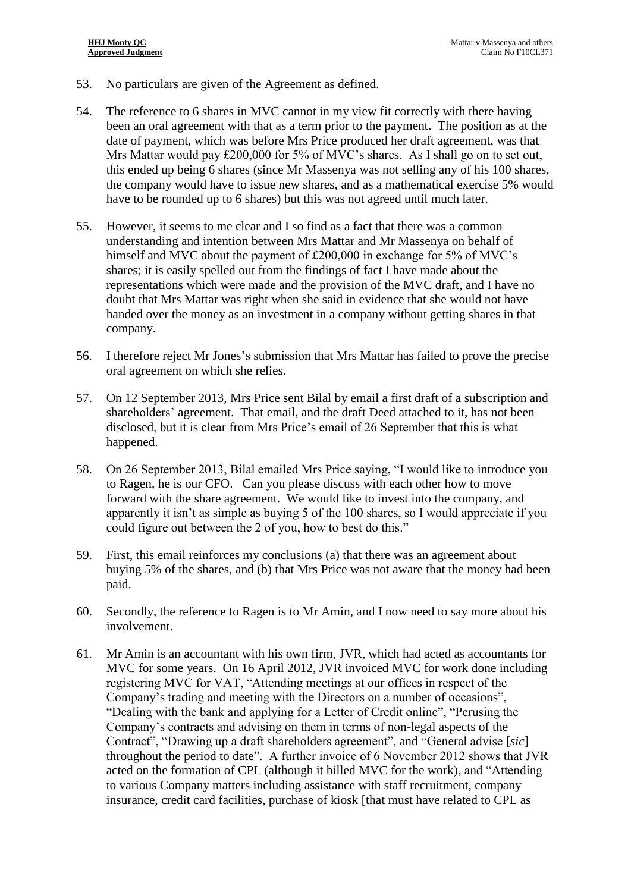53. No particulars are given of the Agreement as defined.

54. The reference to 6 shares in MVC cannot in my view fit correctly with there having been an oral agreement with that as a term prior to the payment. The position as at the date of payment, which was before Mrs Price produced her draft agreement, was that Mrs Mattar would pay £200,000 for 5% of MVC's shares. As I shall go on to set out, this ended up being 6 shares (since Mr Massenya was not selling any of his 100 shares, the company would have to issue new shares, and as a mathematical exercise 5% would have to be rounded up to 6 shares) but this was not agreed until much later.

55. However, it seems to me clear and I so find as a fact that there was a common understanding and intention between Mrs Mattar and Mr Massenya on behalf of himself and MVC about the payment of £200,000 in exchange for 5% of MVC's shares; it is easily spelled out from the findings of fact I have made about the representations which were made and the provision of the MVC draft, and I have no doubt that Mrs Mattar was right when she said in evidence that she would not have handed over the money as an investment in a company without getting shares in that company.

56. I therefore reject Mr Jones's submission that Mrs Mattar has failed to prove the precise oral agreement on which she relies.

57. On 12 September 2013, Mrs Price sent Bilal by email a first draft of a subscription and shareholders' agreement. That email, and the draft Deed attached to it, has not been disclosed, but it is clear from Mrs Price's email of 26 September that this is what happened.

58. On 26 September 2013, Bilal emailed Mrs Price saying, "I would like to introduce you to Ragen, he is our CFO. Can you please discuss with each other how to move forward with the share agreement. We would like to invest into the company, and apparently it isn't as simple as buying 5 of the 100 shares, so I would appreciate if you could figure out between the 2 of you, how to best do this."

59. First, this email reinforces my conclusions (a) that there was an agreement about buying 5% of the shares, and (b) that Mrs Price was not aware that the money had been paid.

60. Secondly, the reference to Ragen is to Mr Amin, and I now need to say more about his involvement.

61. Mr Amin is an accountant with his own firm, JVR, which had acted as accountants for MVC for some years. On 16 April 2012, JVR invoiced MVC for work done including registering MVC for VAT, "Attending meetings at our offices in respect of the Company's trading and meeting with the Directors on a number of occasions", "Dealing with the bank and applying for a Letter of Credit online", "Perusing the Company's contracts and advising on them in terms of non-legal aspects of the Contract", "Drawing up a draft shareholders agreement", and "General advise [*sic*] throughout the period to date". A further invoice of 6 November 2012 shows that JVR acted on the formation of CPL (although it billed MVC for the work), and "Attending to various Company matters including assistance with staff recruitment, company insurance, credit card facilities, purchase of kiosk [that must have related to CPL as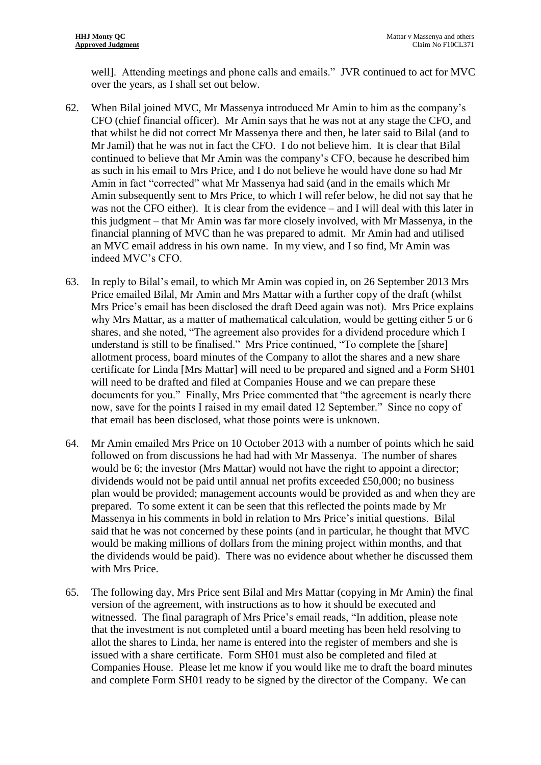well]. Attending meetings and phone calls and emails." JVR continued to act for MVC over the years, as I shall set out below.

62. When Bilal joined MVC, Mr Massenya introduced Mr Amin to him as the company's CFO (chief financial officer). Mr Amin says that he was not at any stage the CFO, and that whilst he did not correct Mr Massenya there and then, he later said to Bilal (and to Mr Jamil) that he was not in fact the CFO. I do not believe him. It is clear that Bilal continued to believe that Mr Amin was the company's CFO, because he described him as such in his email to Mrs Price, and I do not believe he would have done so had Mr Amin in fact "corrected" what Mr Massenya had said (and in the emails which Mr Amin subsequently sent to Mrs Price, to which I will refer below, he did not say that he was not the CFO either). It is clear from the evidence – and I will deal with this later in this judgment – that Mr Amin was far more closely involved, with Mr Massenya, in the financial planning of MVC than he was prepared to admit. Mr Amin had and utilised an MVC email address in his own name. In my view, and I so find, Mr Amin was indeed MVC's CFO.

63. In reply to Bilal's email, to which Mr Amin was copied in, on 26 September 2013 Mrs Price emailed Bilal, Mr Amin and Mrs Mattar with a further copy of the draft (whilst Mrs Price's email has been disclosed the draft Deed again was not). Mrs Price explains why Mrs Mattar, as a matter of mathematical calculation, would be getting either 5 or 6 shares, and she noted, "The agreement also provides for a dividend procedure which I understand is still to be finalised." Mrs Price continued, "To complete the [share] allotment process, board minutes of the Company to allot the shares and a new share certificate for Linda [Mrs Mattar] will need to be prepared and signed and a Form SH01 will need to be drafted and filed at Companies House and we can prepare these documents for you." Finally, Mrs Price commented that "the agreement is nearly there now, save for the points I raised in my email dated 12 September." Since no copy of that email has been disclosed, what those points were is unknown.

64. Mr Amin emailed Mrs Price on 10 October 2013 with a number of points which he said followed on from discussions he had had with Mr Massenya. The number of shares would be 6; the investor (Mrs Mattar) would not have the right to appoint a director; dividends would not be paid until annual net profits exceeded £50,000; no business plan would be provided; management accounts would be provided as and when they are prepared. To some extent it can be seen that this reflected the points made by Mr Massenya in his comments in bold in relation to Mrs Price's initial questions. Bilal said that he was not concerned by these points (and in particular, he thought that MVC would be making millions of dollars from the mining project within months, and that the dividends would be paid). There was no evidence about whether he discussed them with Mrs Price.

65. The following day, Mrs Price sent Bilal and Mrs Mattar (copying in Mr Amin) the final version of the agreement, with instructions as to how it should be executed and witnessed. The final paragraph of Mrs Price's email reads, "In addition, please note that the investment is not completed until a board meeting has been held resolving to allot the shares to Linda, her name is entered into the register of members and she is issued with a share certificate. Form SH01 must also be completed and filed at Companies House. Please let me know if you would like me to draft the board minutes and complete Form SH01 ready to be signed by the director of the Company. We can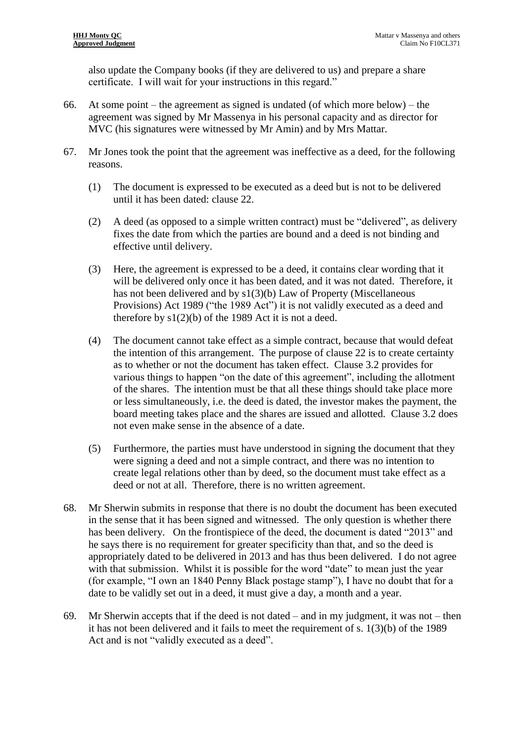also update the Company books (if they are delivered to us) and prepare a share certificate. I will wait for your instructions in this regard."

66. At some point – the agreement as signed is undated (of which more below) – the agreement was signed by Mr Massenya in his personal capacity and as director for MVC (his signatures were witnessed by Mr Amin) and by Mrs Mattar.

67. Mr Jones took the point that the agreement was ineffective as a deed, for the following reasons.

    (1) The document is expressed to be executed as a deed but is not to be delivered until it has been dated: clause 22.

    (2) A deed (as opposed to a simple written contract) must be "delivered", as delivery fixes the date from which the parties are bound and a deed is not binding and effective until delivery.

    (3) Here, the agreement is expressed to be a deed, it contains clear wording that it will be delivered only once it has been dated, and it was not dated. Therefore, it has not been delivered and by s1(3)(b) Law of Property (Miscellaneous Provisions) Act 1989 ("the 1989 Act") it is not validly executed as a deed and therefore by s1(2)(b) of the 1989 Act it is not a deed.

    (4) The document cannot take effect as a simple contract, because that would defeat the intention of this arrangement. The purpose of clause 22 is to create certainty as to whether or not the document has taken effect. Clause 3.2 provides for various things to happen "on the date of this agreement", including the allotment of the shares. The intention must be that all these things should take place more or less simultaneously, i.e. the deed is dated, the investor makes the payment, the board meeting takes place and the shares are issued and allotted. Clause 3.2 does not even make sense in the absence of a date.

    (5) Furthermore, the parties must have understood in signing the document that they were signing a deed and not a simple contract, and there was no intention to create legal relations other than by deed, so the document must take effect as a deed or not at all. Therefore, there is no written agreement.

68. Mr Sherwin submits in response that there is no doubt the document has been executed in the sense that it has been signed and witnessed. The only question is whether there has been delivery. On the frontispiece of the deed, the document is dated "2013" and he says there is no requirement for greater specificity than that, and so the deed is appropriately dated to be delivered in 2013 and has thus been delivered. I do not agree with that submission. Whilst it is possible for the word "date" to mean just the year (for example, "I own an 1840 Penny Black postage stamp"), I have no doubt that for a date to be validly set out in a deed, it must give a day, a month and a year.

69. Mr Sherwin accepts that if the deed is not dated – and in my judgment, it was not – then it has not been delivered and it fails to meet the requirement of s. 1(3)(b) of the 1989 Act and is not "validly executed as a deed".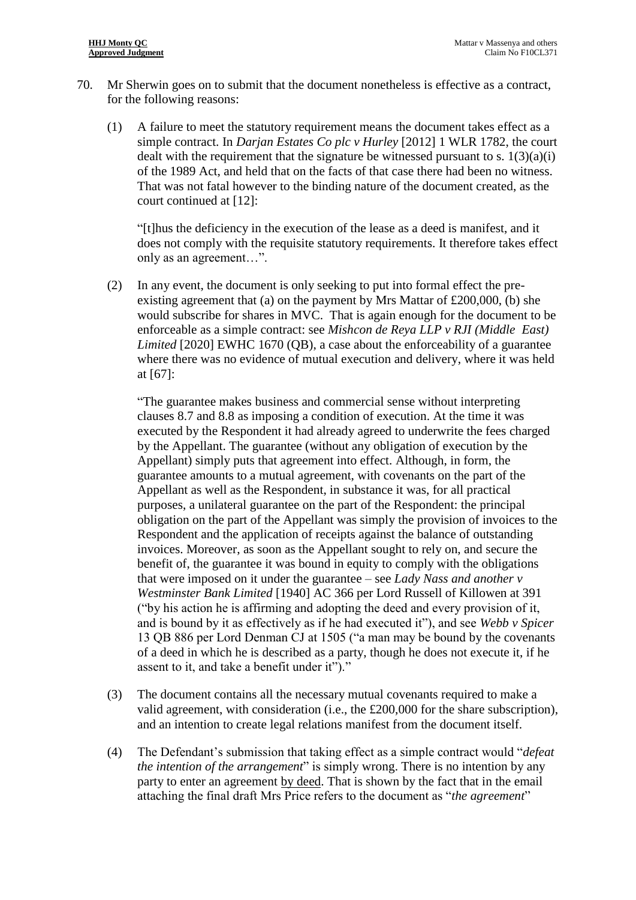70. Mr Sherwin goes on to submit that the document nonetheless is effective as a contract, for the following reasons:

    (1) A failure to meet the statutory requirement means the document takes effect as a simple contract. In *Darjan Estates Co plc v Hurley* [2012] 1 WLR 1782, the court dealt with the requirement that the signature be witnessed pursuant to s. 1(3)(a)(i) of the 1989 Act, and held that on the facts of that case there had been no witness. That was not fatal however to the binding nature of the document created, as the court continued at [12]:

        "[t]hus the deficiency in the execution of the lease as a deed is manifest, and it does not comply with the requisite statutory requirements. It therefore takes effect only as an agreement…".

    (2) In any event, the document is only seeking to put into formal effect the pre-existing agreement that (a) on the payment by Mrs Mattar of £200,000, (b) she would subscribe for shares in MVC. That is again enough for the document to be enforceable as a simple contract: see *Mishcon de Reya LLP v RJI (Middle East) Limited* [2020] EWHC 1670 (QB), a case about the enforceability of a guarantee where there was no evidence of mutual execution and delivery, where it was held at [67]:

        "The guarantee makes business and commercial sense without interpreting clauses 8.7 and 8.8 as imposing a condition of execution. At the time it was executed by the Respondent it had already agreed to underwrite the fees charged by the Appellant. The guarantee (without any obligation of execution by the Appellant) simply puts that agreement into effect. Although, in form, the guarantee amounts to a mutual agreement, with covenants on the part of the Appellant as well as the Respondent, in substance it was, for all practical purposes, a unilateral guarantee on the part of the Respondent: the principal obligation on the part of the Appellant was simply the provision of invoices to the Respondent and the application of receipts against the balance of outstanding invoices. Moreover, as soon as the Appellant sought to rely on, and secure the benefit of, the guarantee it was bound in equity to comply with the obligations that were imposed on it under the guarantee – see *Lady Nass and another v Westminster Bank Limited* [1940] AC 366 per Lord Russell of Killowen at 391 ("by his action he is affirming and adopting the deed and every provision of it, and is bound by it as effectively as if he had executed it"), and see *Webb v Spicer* 13 QB 886 per Lord Denman CJ at 1505 ("a man may be bound by the covenants of a deed in which he is described as a party, though he does not execute it, if he assent to it, and take a benefit under it")."

    (3) The document contains all the necessary mutual covenants required to make a valid agreement, with consideration (i.e., the £200,000 for the share subscription), and an intention to create legal relations manifest from the document itself.

    (4) The Defendant's submission that taking effect as a simple contract would "*defeat the intention of the arrangement*" is simply wrong. There is no intention by any party to enter an agreement <u>by deed</u>. That is shown by the fact that in the email attaching the final draft Mrs Price refers to the document as "*the agreement*"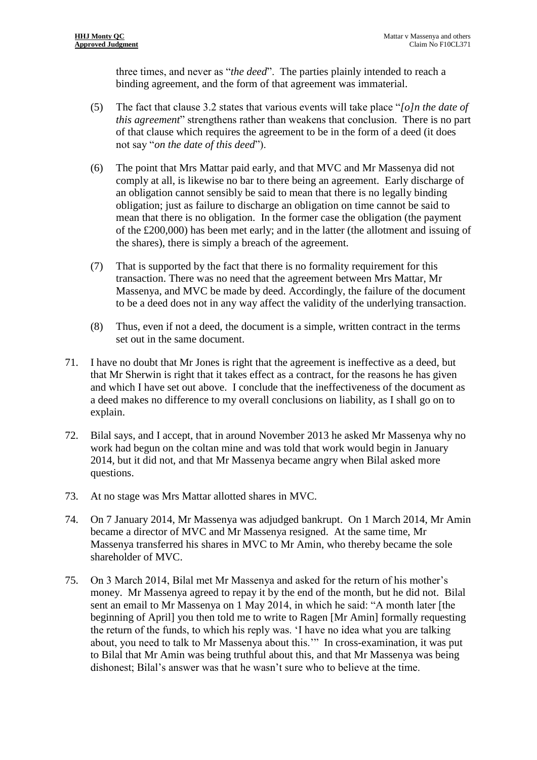three times, and never as "*the deed*". The parties plainly intended to reach a binding agreement, and the form of that agreement was immaterial.

(5) The fact that clause 3.2 states that various events will take place "*[o]n the date of this agreement*" strengthens rather than weakens that conclusion. There is no part of that clause which requires the agreement to be in the form of a deed (it does not say "*on the date of this deed*").

(6) The point that Mrs Mattar paid early, and that MVC and Mr Massenya did not comply at all, is likewise no bar to there being an agreement. Early discharge of an obligation cannot sensibly be said to mean that there is no legally binding obligation; just as failure to discharge an obligation on time cannot be said to mean that there is no obligation. In the former case the obligation (the payment of the £200,000) has been met early; and in the latter (the allotment and issuing of the shares), there is simply a breach of the agreement.

(7) That is supported by the fact that there is no formality requirement for this transaction. There was no need that the agreement between Mrs Mattar, Mr Massenya, and MVC be made by deed. Accordingly, the failure of the document to be a deed does not in any way affect the validity of the underlying transaction.

(8) Thus, even if not a deed, the document is a simple, written contract in the terms set out in the same document.

71. I have no doubt that Mr Jones is right that the agreement is ineffective as a deed, but that Mr Sherwin is right that it takes effect as a contract, for the reasons he has given and which I have set out above. I conclude that the ineffectiveness of the document as a deed makes no difference to my overall conclusions on liability, as I shall go on to explain.

72. Bilal says, and I accept, that in around November 2013 he asked Mr Massenya why no work had begun on the coltan mine and was told that work would begin in January 2014, but it did not, and that Mr Massenya became angry when Bilal asked more questions.

73. At no stage was Mrs Mattar allotted shares in MVC.

74. On 7 January 2014, Mr Massenya was adjudged bankrupt. On 1 March 2014, Mr Amin became a director of MVC and Mr Massenya resigned. At the same time, Mr Massenya transferred his shares in MVC to Mr Amin, who thereby became the sole shareholder of MVC.

75. On 3 March 2014, Bilal met Mr Massenya and asked for the return of his mother's money. Mr Massenya agreed to repay it by the end of the month, but he did not. Bilal sent an email to Mr Massenya on 1 May 2014, in which he said: "A month later [the beginning of April] you then told me to write to Ragen [Mr Amin] formally requesting the return of the funds, to which his reply was. 'I have no idea what you are talking about, you need to talk to Mr Massenya about this.'" In cross-examination, it was put to Bilal that Mr Amin was being truthful about this, and that Mr Massenya was being dishonest; Bilal's answer was that he wasn't sure who to believe at the time.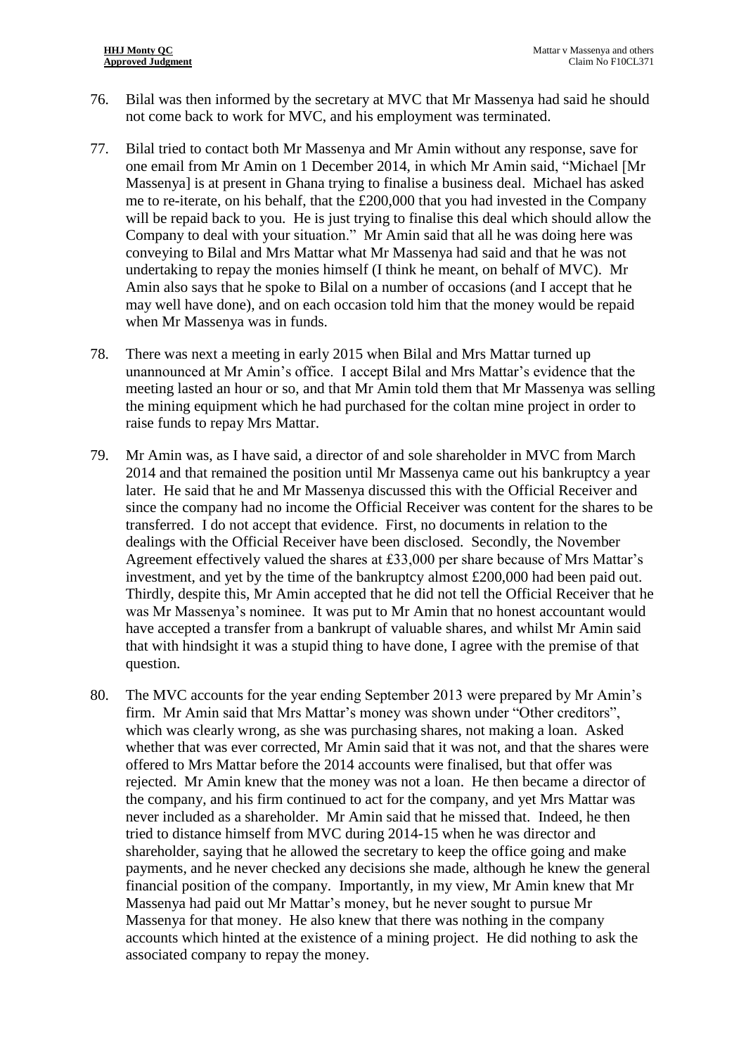76. Bilal was then informed by the secretary at MVC that Mr Massenya had said he should not come back to work for MVC, and his employment was terminated.

77. Bilal tried to contact both Mr Massenya and Mr Amin without any response, save for one email from Mr Amin on 1 December 2014, in which Mr Amin said, "Michael [Mr Massenya] is at present in Ghana trying to finalise a business deal. Michael has asked me to re-iterate, on his behalf, that the £200,000 that you had invested in the Company will be repaid back to you. He is just trying to finalise this deal which should allow the Company to deal with your situation." Mr Amin said that all he was doing here was conveying to Bilal and Mrs Mattar what Mr Massenya had said and that he was not undertaking to repay the monies himself (I think he meant, on behalf of MVC). Mr Amin also says that he spoke to Bilal on a number of occasions (and I accept that he may well have done), and on each occasion told him that the money would be repaid when Mr Massenya was in funds.

78. There was next a meeting in early 2015 when Bilal and Mrs Mattar turned up unannounced at Mr Amin's office. I accept Bilal and Mrs Mattar's evidence that the meeting lasted an hour or so, and that Mr Amin told them that Mr Massenya was selling the mining equipment which he had purchased for the coltan mine project in order to raise funds to repay Mrs Mattar.

79. Mr Amin was, as I have said, a director of and sole shareholder in MVC from March 2014 and that remained the position until Mr Massenya came out his bankruptcy a year later. He said that he and Mr Massenya discussed this with the Official Receiver and since the company had no income the Official Receiver was content for the shares to be transferred. I do not accept that evidence. First, no documents in relation to the dealings with the Official Receiver have been disclosed. Secondly, the November Agreement effectively valued the shares at £33,000 per share because of Mrs Mattar's investment, and yet by the time of the bankruptcy almost £200,000 had been paid out. Thirdly, despite this, Mr Amin accepted that he did not tell the Official Receiver that he was Mr Massenya's nominee. It was put to Mr Amin that no honest accountant would have accepted a transfer from a bankrupt of valuable shares, and whilst Mr Amin said that with hindsight it was a stupid thing to have done, I agree with the premise of that question.

80. The MVC accounts for the year ending September 2013 were prepared by Mr Amin's firm. Mr Amin said that Mrs Mattar's money was shown under "Other creditors", which was clearly wrong, as she was purchasing shares, not making a loan. Asked whether that was ever corrected, Mr Amin said that it was not, and that the shares were offered to Mrs Mattar before the 2014 accounts were finalised, but that offer was rejected. Mr Amin knew that the money was not a loan. He then became a director of the company, and his firm continued to act for the company, and yet Mrs Mattar was never included as a shareholder. Mr Amin said that he missed that. Indeed, he then tried to distance himself from MVC during 2014-15 when he was director and shareholder, saying that he allowed the secretary to keep the office going and make payments, and he never checked any decisions she made, although he knew the general financial position of the company. Importantly, in my view, Mr Amin knew that Mr Massenya had paid out Mr Mattar's money, but he never sought to pursue Mr Massenya for that money. He also knew that there was nothing in the company accounts which hinted at the existence of a mining project. He did nothing to ask the associated company to repay the money.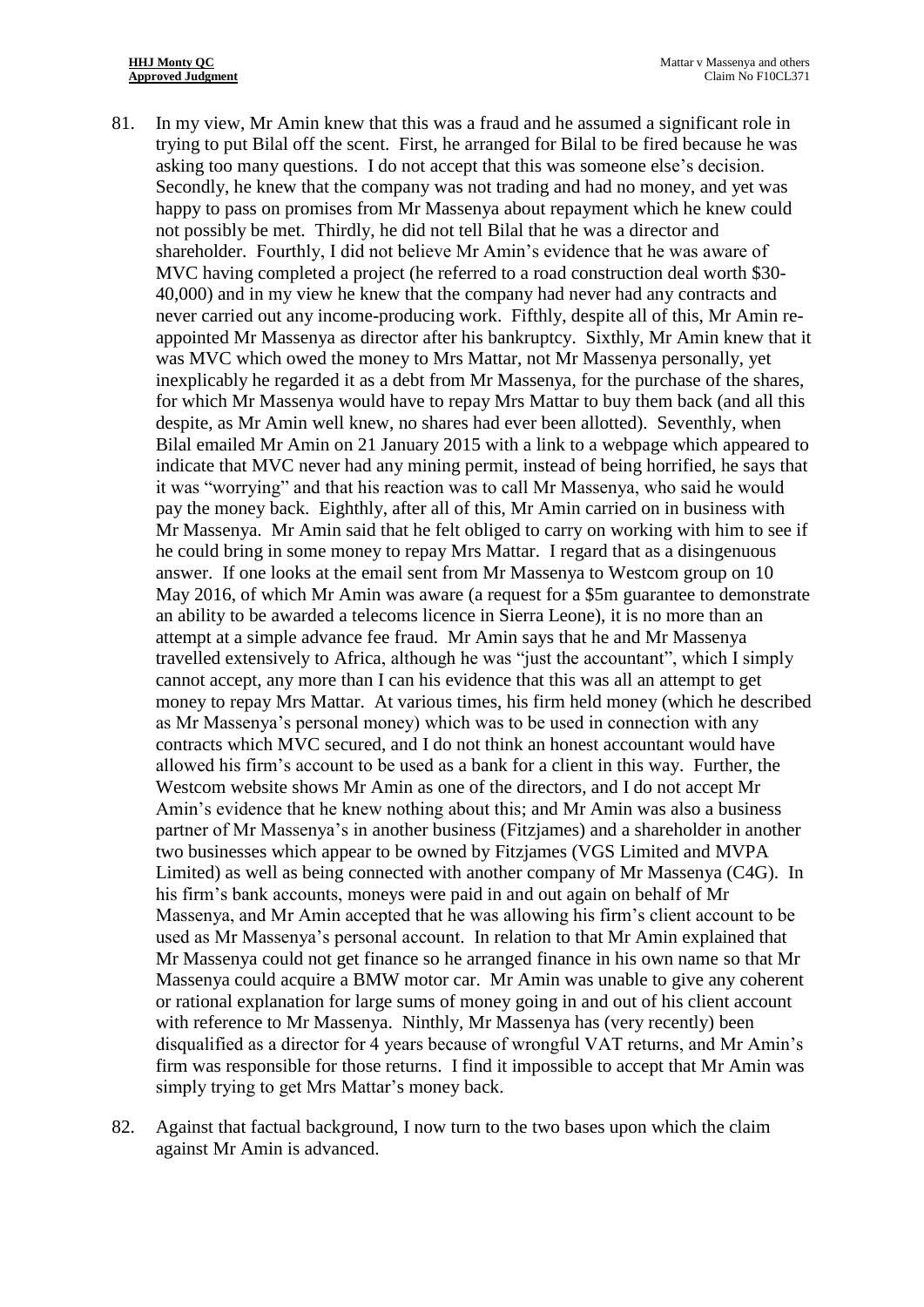81. In my view, Mr Amin knew that this was a fraud and he assumed a significant role in trying to put Bilal off the scent. First, he arranged for Bilal to be fired because he was asking too many questions. I do not accept that this was someone else's decision. Secondly, he knew that the company was not trading and had no money, and yet was happy to pass on promises from Mr Massenya about repayment which he knew could not possibly be met. Thirdly, he did not tell Bilal that he was a director and shareholder. Fourthly, I did not believe Mr Amin's evidence that he was aware of MVC having completed a project (he referred to a road construction deal worth $30-40,000) and in my view he knew that the company had never had any contracts and never carried out any income-producing work. Fifthly, despite all of this, Mr Amin re-appointed Mr Massenya as director after his bankruptcy. Sixthly, Mr Amin knew that it was MVC which owed the money to Mrs Mattar, not Mr Massenya personally, yet inexplicably he regarded it as a debt from Mr Massenya, for the purchase of the shares, for which Mr Massenya would have to repay Mrs Mattar to buy them back (and all this despite, as Mr Amin well knew, no shares had ever been allotted). Seventhly, when Bilal emailed Mr Amin on 21 January 2015 with a link to a webpage which appeared to indicate that MVC never had any mining permit, instead of being horrified, he says that it was "worrying" and that his reaction was to call Mr Massenya, who said he would pay the money back. Eighthly, after all of this, Mr Amin carried on in business with Mr Massenya. Mr Amin said that he felt obliged to carry on working with him to see if he could bring in some money to repay Mrs Mattar. I regard that as a disingenuous answer. If one looks at the email sent from Mr Massenya to Westcom group on 10 May 2016, of which Mr Amin was aware (a request for a $5m guarantee to demonstrate an ability to be awarded a telecoms licence in Sierra Leone), it is no more than an attempt at a simple advance fee fraud. Mr Amin says that he and Mr Massenya travelled extensively to Africa, although he was "just the accountant", which I simply cannot accept, any more than I can his evidence that this was all an attempt to get money to repay Mrs Mattar. At various times, his firm held money (which he described as Mr Massenya's personal money) which was to be used in connection with any contracts which MVC secured, and I do not think an honest accountant would have allowed his firm's account to be used as a bank for a client in this way. Further, the Westcom website shows Mr Amin as one of the directors, and I do not accept Mr Amin's evidence that he knew nothing about this; and Mr Amin was also a business partner of Mr Massenya's in another business (Fitzjames) and a shareholder in another two businesses which appear to be owned by Fitzjames (VGS Limited and MVPA Limited) as well as being connected with another company of Mr Massenya (C4G). In his firm's bank accounts, moneys were paid in and out again on behalf of Mr Massenya, and Mr Amin accepted that he was allowing his firm's client account to be used as Mr Massenya's personal account. In relation to that Mr Amin explained that Mr Massenya could not get finance so he arranged finance in his own name so that Mr Massenya could acquire a BMW motor car. Mr Amin was unable to give any coherent or rational explanation for large sums of money going in and out of his client account with reference to Mr Massenya. Ninthly, Mr Massenya has (very recently) been disqualified as a director for 4 years because of wrongful VAT returns, and Mr Amin's firm was responsible for those returns. I find it impossible to accept that Mr Amin was simply trying to get Mrs Mattar's money back.

82. Against that factual background, I now turn to the two bases upon which the claim against Mr Amin is advanced.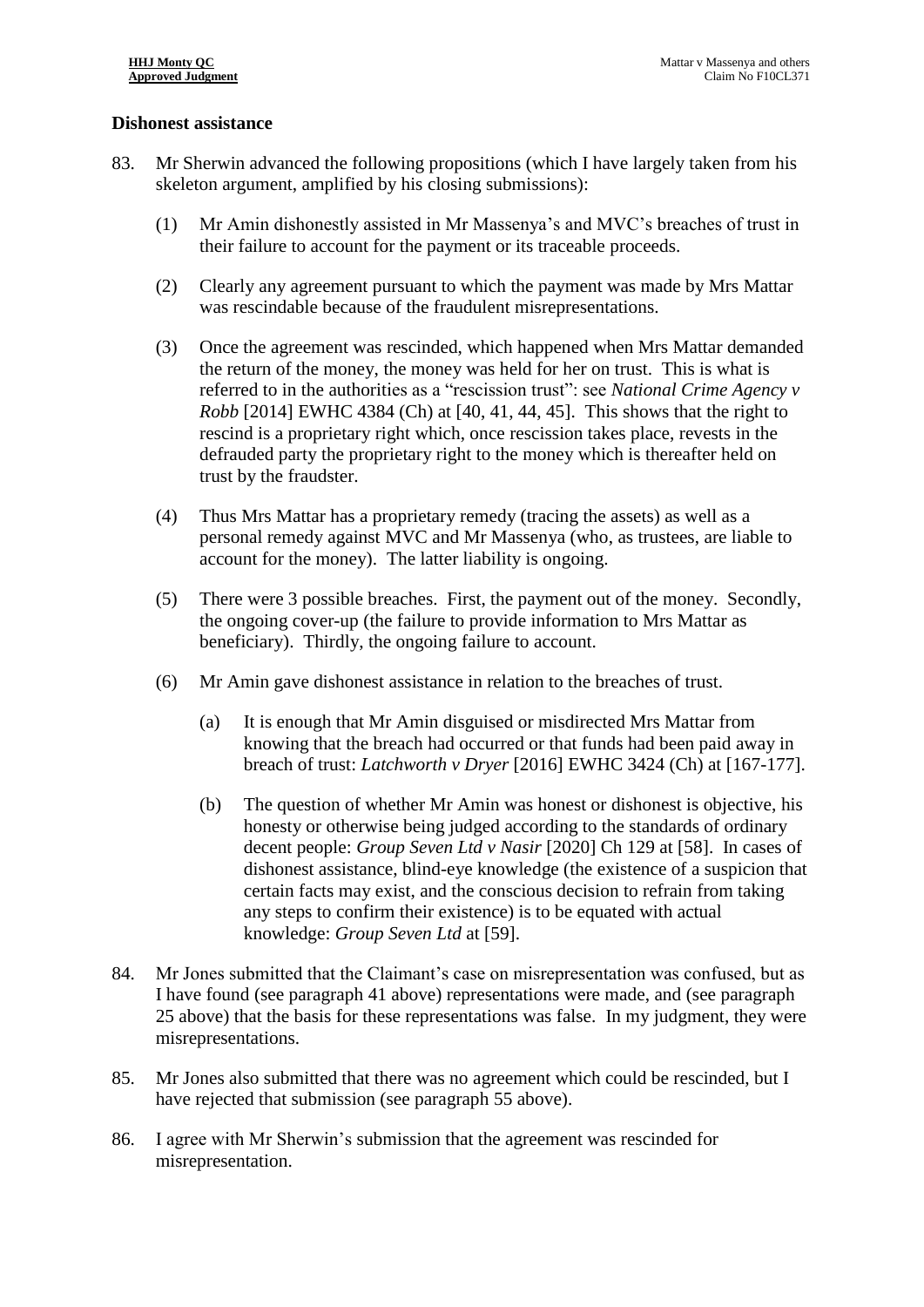## Dishonest assistance

83. Mr Sherwin advanced the following propositions (which I have largely taken from his skeleton argument, amplified by his closing submissions):

    (1) Mr Amin dishonestly assisted in Mr Massenya's and MVC's breaches of trust in their failure to account for the payment or its traceable proceeds.

    (2) Clearly any agreement pursuant to which the payment was made by Mrs Mattar was rescindable because of the fraudulent misrepresentations.

    (3) Once the agreement was rescinded, which happened when Mrs Mattar demanded the return of the money, the money was held for her on trust. This is what is referred to in the authorities as a "rescission trust": see *National Crime Agency v Robb* [2014] EWHC 4384 (Ch) at [40, 41, 44, 45]. This shows that the right to rescind is a proprietary right which, once rescission takes place, revests in the defrauded party the proprietary right to the money which is thereafter held on trust by the fraudster.

    (4) Thus Mrs Mattar has a proprietary remedy (tracing the assets) as well as a personal remedy against MVC and Mr Massenya (who, as trustees, are liable to account for the money). The latter liability is ongoing.

    (5) There were 3 possible breaches. First, the payment out of the money. Secondly, the ongoing cover-up (the failure to provide information to Mrs Mattar as beneficiary). Thirdly, the ongoing failure to account.

    (6) Mr Amin gave dishonest assistance in relation to the breaches of trust.

        (a) It is enough that Mr Amin disguised or misdirected Mrs Mattar from knowing that the breach had occurred or that funds had been paid away in breach of trust: *Latchworth v Dryer* [2016] EWHC 3424 (Ch) at [167-177].

        (b) The question of whether Mr Amin was honest or dishonest is objective, his honesty or otherwise being judged according to the standards of ordinary decent people: *Group Seven Ltd v Nasir* [2020] Ch 129 at [58]. In cases of dishonest assistance, blind-eye knowledge (the existence of a suspicion that certain facts may exist, and the conscious decision to refrain from taking any steps to confirm their existence) is to be equated with actual knowledge: *Group Seven Ltd* at [59].

84. Mr Jones submitted that the Claimant's case on misrepresentation was confused, but as I have found (see paragraph 41 above) representations were made, and (see paragraph 25 above) that the basis for these representations was false. In my judgment, they were misrepresentations.

85. Mr Jones also submitted that there was no agreement which could be rescinded, but I have rejected that submission (see paragraph 55 above).

86. I agree with Mr Sherwin's submission that the agreement was rescinded for misrepresentation.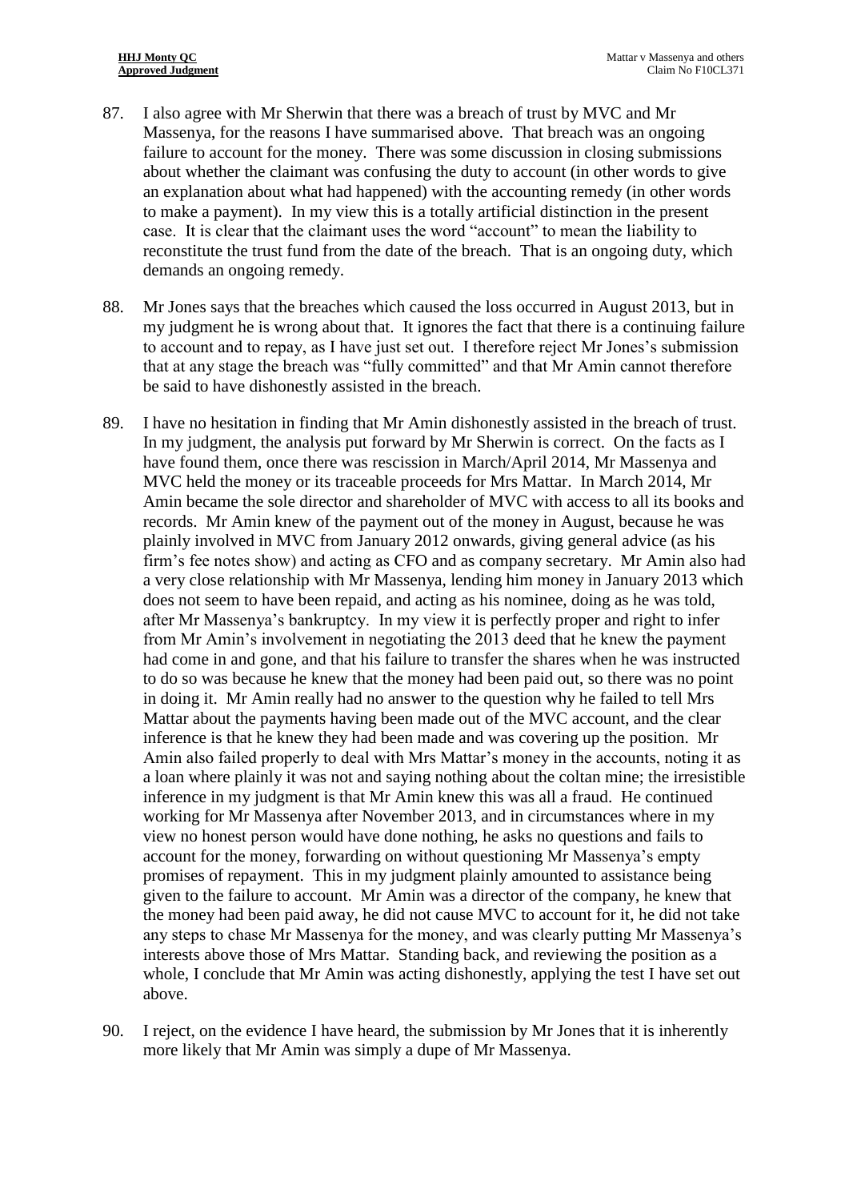87. I also agree with Mr Sherwin that there was a breach of trust by MVC and Mr Massenya, for the reasons I have summarised above. That breach was an ongoing failure to account for the money. There was some discussion in closing submissions about whether the claimant was confusing the duty to account (in other words to give an explanation about what had happened) with the accounting remedy (in other words to make a payment). In my view this is a totally artificial distinction in the present case. It is clear that the claimant uses the word "account" to mean the liability to reconstitute the trust fund from the date of the breach. That is an ongoing duty, which demands an ongoing remedy.

88. Mr Jones says that the breaches which caused the loss occurred in August 2013, but in my judgment he is wrong about that. It ignores the fact that there is a continuing failure to account and to repay, as I have just set out. I therefore reject Mr Jones's submission that at any stage the breach was "fully committed" and that Mr Amin cannot therefore be said to have dishonestly assisted in the breach.

89. I have no hesitation in finding that Mr Amin dishonestly assisted in the breach of trust. In my judgment, the analysis put forward by Mr Sherwin is correct. On the facts as I have found them, once there was rescission in March/April 2014, Mr Massenya and MVC held the money or its traceable proceeds for Mrs Mattar. In March 2014, Mr Amin became the sole director and shareholder of MVC with access to all its books and records. Mr Amin knew of the payment out of the money in August, because he was plainly involved in MVC from January 2012 onwards, giving general advice (as his firm's fee notes show) and acting as CFO and as company secretary. Mr Amin also had a very close relationship with Mr Massenya, lending him money in January 2013 which does not seem to have been repaid, and acting as his nominee, doing as he was told, after Mr Massenya's bankruptcy. In my view it is perfectly proper and right to infer from Mr Amin's involvement in negotiating the 2013 deed that he knew the payment had come in and gone, and that his failure to transfer the shares when he was instructed to do so was because he knew that the money had been paid out, so there was no point in doing it. Mr Amin really had no answer to the question why he failed to tell Mrs Mattar about the payments having been made out of the MVC account, and the clear inference is that he knew they had been made and was covering up the position. Mr Amin also failed properly to deal with Mrs Mattar's money in the accounts, noting it as a loan where plainly it was not and saying nothing about the coltan mine; the irresistible inference in my judgment is that Mr Amin knew this was all a fraud. He continued working for Mr Massenya after November 2013, and in circumstances where in my view no honest person would have done nothing, he asks no questions and fails to account for the money, forwarding on without questioning Mr Massenya's empty promises of repayment. This in my judgment plainly amounted to assistance being given to the failure to account. Mr Amin was a director of the company, he knew that the money had been paid away, he did not cause MVC to account for it, he did not take any steps to chase Mr Massenya for the money, and was clearly putting Mr Massenya's interests above those of Mrs Mattar. Standing back, and reviewing the position as a whole, I conclude that Mr Amin was acting dishonestly, applying the test I have set out above.

90. I reject, on the evidence I have heard, the submission by Mr Jones that it is inherently more likely that Mr Amin was simply a dupe of Mr Massenya.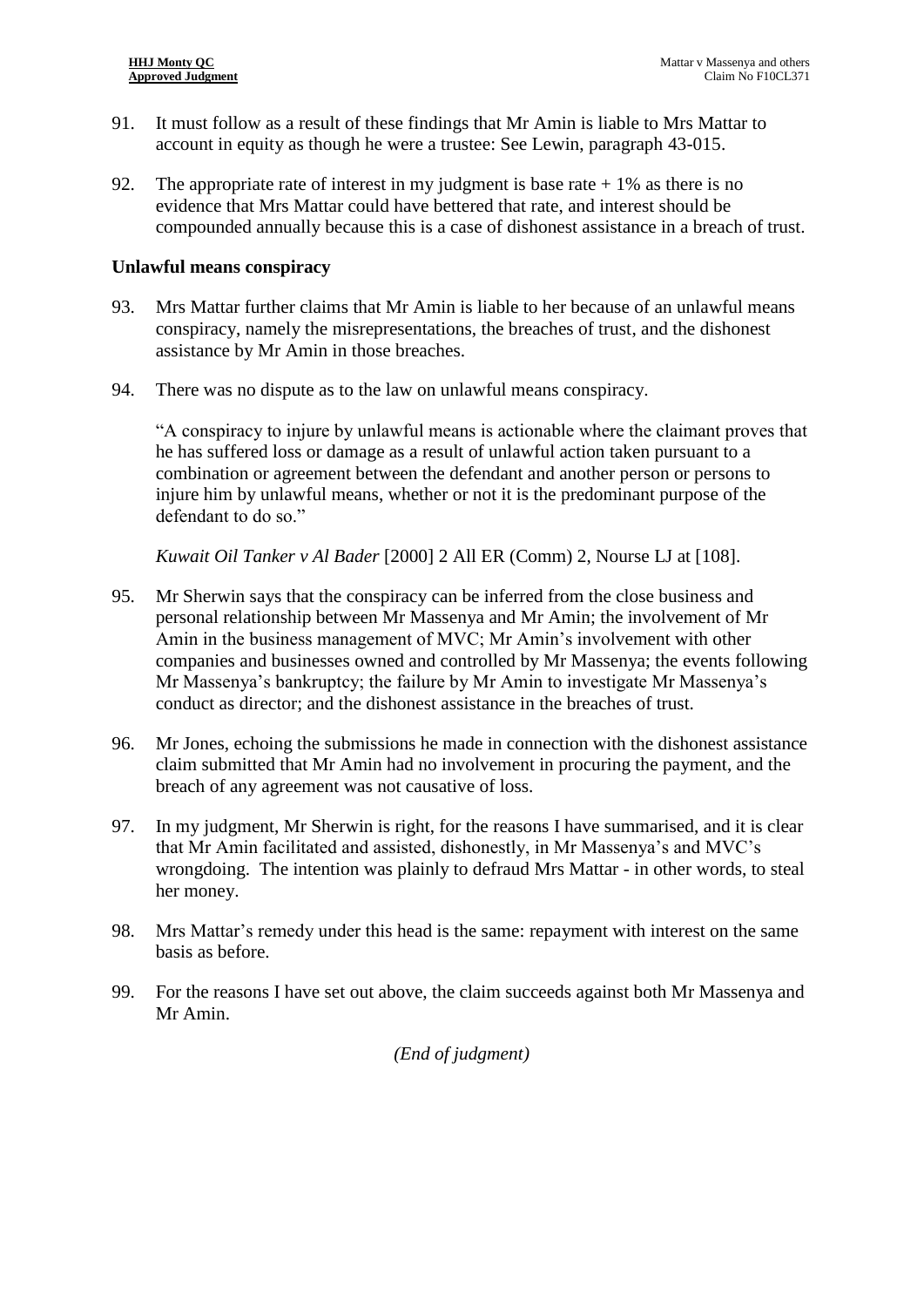91. It must follow as a result of these findings that Mr Amin is liable to Mrs Mattar to account in equity as though he were a trustee: See Lewin, paragraph 43-015.

92. The appropriate rate of interest in my judgment is base rate + 1% as there is no evidence that Mrs Mattar could have bettered that rate, and interest should be compounded annually because this is a case of dishonest assistance in a breach of trust.

**Unlawful means conspiracy**

93. Mrs Mattar further claims that Mr Amin is liable to her because of an unlawful means conspiracy, namely the misrepresentations, the breaches of trust, and the dishonest assistance by Mr Amin in those breaches.

94. There was no dispute as to the law on unlawful means conspiracy.

"A conspiracy to injure by unlawful means is actionable where the claimant proves that he has suffered loss or damage as a result of unlawful action taken pursuant to a combination or agreement between the defendant and another person or persons to injure him by unlawful means, whether or not it is the predominant purpose of the defendant to do so."

*Kuwait Oil Tanker v Al Bader* [2000] 2 All ER (Comm) 2, Nourse LJ at [108].

95. Mr Sherwin says that the conspiracy can be inferred from the close business and personal relationship between Mr Massenya and Mr Amin; the involvement of Mr Amin in the business management of MVC; Mr Amin's involvement with other companies and businesses owned and controlled by Mr Massenya; the events following Mr Massenya's bankruptcy; the failure by Mr Amin to investigate Mr Massenya's conduct as director; and the dishonest assistance in the breaches of trust.

96. Mr Jones, echoing the submissions he made in connection with the dishonest assistance claim submitted that Mr Amin had no involvement in procuring the payment, and the breach of any agreement was not causative of loss.

97. In my judgment, Mr Sherwin is right, for the reasons I have summarised, and it is clear that Mr Amin facilitated and assisted, dishonestly, in Mr Massenya's and MVC's wrongdoing. The intention was plainly to defraud Mrs Mattar - in other words, to steal her money.

98. Mrs Mattar's remedy under this head is the same: repayment with interest on the same basis as before.

99. For the reasons I have set out above, the claim succeeds against both Mr Massenya and Mr Amin.

*(End of judgment)*